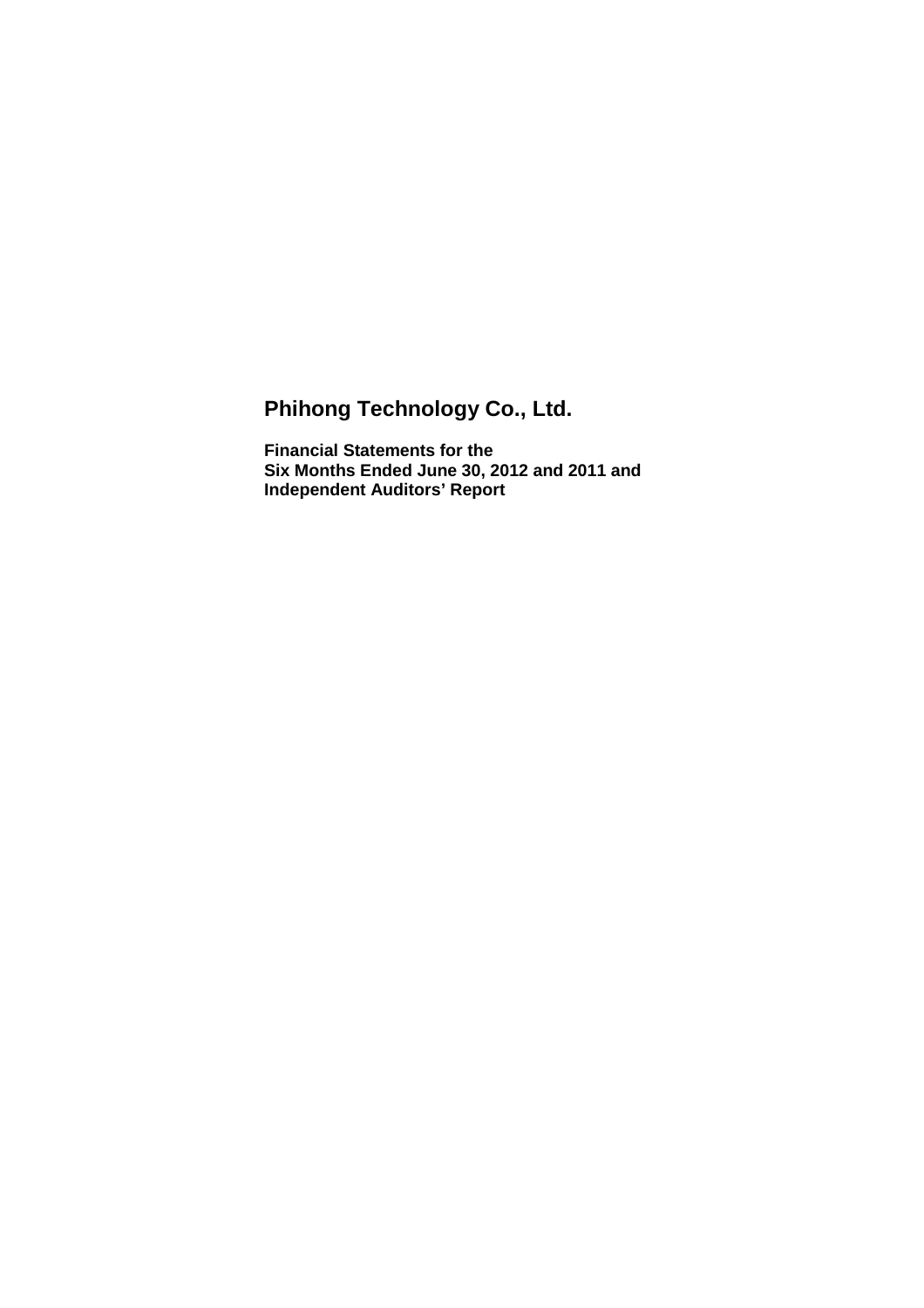# Phihong Technology Co., Ltd.

**Financial Statements for the Six Months Ended June 30, 2012 and 2011 and Independent Auditors' Report**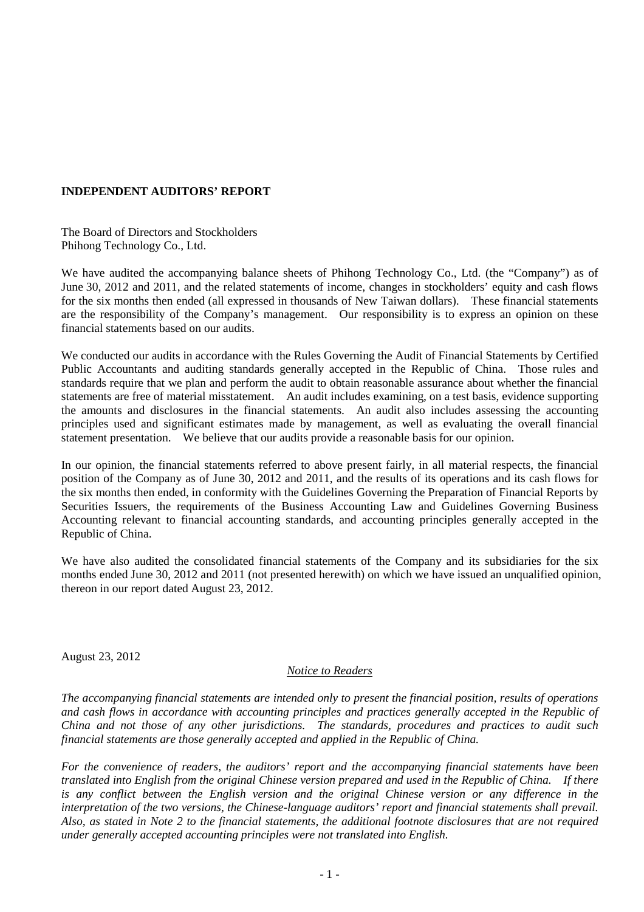**INDEPENDENT AUDITORS' REPORT**

The Board of Directors and Stockholders
Phihong Technology Co., Ltd.

We have audited the accompanying balance sheets of Phihong Technology Co., Ltd. (the "Company") as of June 30, 2012 and 2011, and the related statements of income, changes in stockholders' equity and cash flows for the six months then ended (all expressed in thousands of New Taiwan dollars). These financial statements are the responsibility of the Company's management. Our responsibility is to express an opinion on these financial statements based on our audits.

We conducted our audits in accordance with the Rules Governing the Audit of Financial Statements by Certified Public Accountants and auditing standards generally accepted in the Republic of China. Those rules and standards require that we plan and perform the audit to obtain reasonable assurance about whether the financial statements are free of material misstatement. An audit includes examining, on a test basis, evidence supporting the amounts and disclosures in the financial statements. An audit also includes assessing the accounting principles used and significant estimates made by management, as well as evaluating the overall financial statement presentation. We believe that our audits provide a reasonable basis for our opinion.

In our opinion, the financial statements referred to above present fairly, in all material respects, the financial position of the Company as of June 30, 2012 and 2011, and the results of its operations and its cash flows for the six months then ended, in conformity with the Guidelines Governing the Preparation of Financial Reports by Securities Issuers, the requirements of the Business Accounting Law and Guidelines Governing Business Accounting relevant to financial accounting standards, and accounting principles generally accepted in the Republic of China.

We have also audited the consolidated financial statements of the Company and its subsidiaries for the six months ended June 30, 2012 and 2011 (not presented herewith) on which we have issued an unqualified opinion, thereon in our report dated August 23, 2012.

August 23, 2012

*Notice to Readers*

*The accompanying financial statements are intended only to present the financial position, results of operations and cash flows in accordance with accounting principles and practices generally accepted in the Republic of China and not those of any other jurisdictions. The standards, procedures and practices to audit such financial statements are those generally accepted and applied in the Republic of China.*

*For the convenience of readers, the auditors' report and the accompanying financial statements have been translated into English from the original Chinese version prepared and used in the Republic of China. If there is any conflict between the English version and the original Chinese version or any difference in the interpretation of the two versions, the Chinese-language auditors' report and financial statements shall prevail. Also, as stated in Note 2 to the financial statements, the additional footnote disclosures that are not required under generally accepted accounting principles were not translated into English.*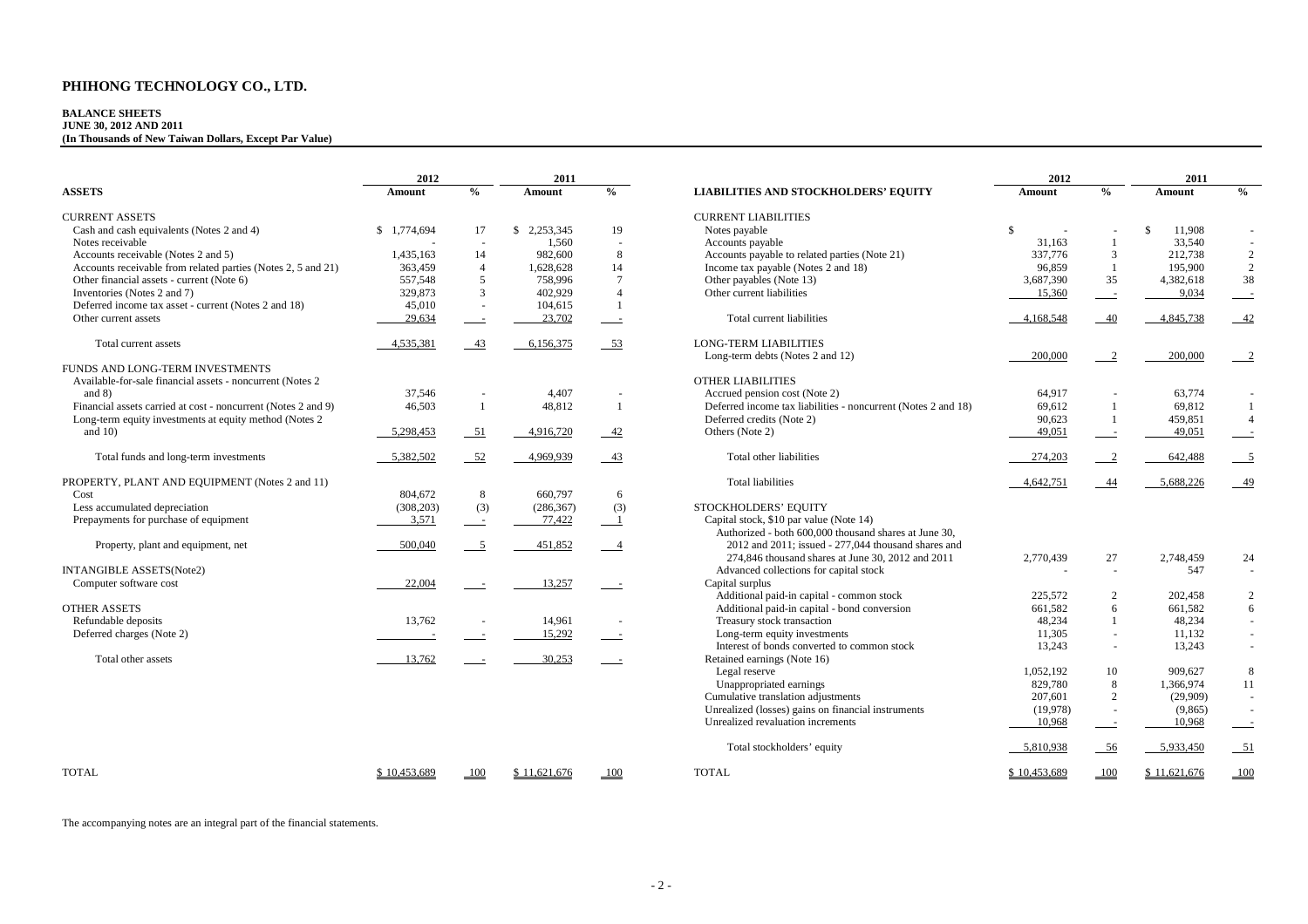# PHIHONG TECHNOLOGY CO., LTD.

**BALANCE SHEETS**
**JUNE 30, 2012 AND 2011**
**(In Thousands of New Taiwan Dollars, Except Par Value)**

| | 2012 | | 2011 | |
|---|---|---|---|---|
| **ASSETS** | **Amount** | **%** | **Amount** | **%** |
| CURRENT ASSETS | | | | |
| Cash and cash equivalents (Notes 2 and 4) | $ 1,774,694 | 17 | $ 2,253,345 | 19 |
| Notes receivable | - | - | 1,560 | - |
| Accounts receivable (Notes 2 and 5) | 1,435,163 | 14 | 982,600 | 8 |
| Accounts receivable from related parties (Notes 2, 5 and 21) | 363,459 | 4 | 1,628,628 | 14 |
| Other financial assets - current (Note 6) | 557,548 | 5 | 758,996 | 7 |
| Inventories (Notes 2 and 7) | 329,873 | 3 | 402,929 | 4 |
| Deferred income tax asset - current (Notes 2 and 18) | 45,010 | - | 104,615 | 1 |
| Other current assets | 29,634 | - | 23,702 | - |
| Total current assets | 4,535,381 | 43 | 6,156,375 | 53 |
| FUNDS AND LONG-TERM INVESTMENTS | | | | |
| Available-for-sale financial assets - noncurrent (Notes 2 and 8) | 37,546 | - | 4,407 | - |
| Financial assets carried at cost - noncurrent (Notes 2 and 9) | 46,503 | 1 | 48,812 | 1 |
| Long-term equity investments at equity method (Notes 2 and 10) | 5,298,453 | 51 | 4,916,720 | 42 |
| Total funds and long-term investments | 5,382,502 | 52 | 4,969,939 | 43 |
| PROPERTY, PLANT AND EQUIPMENT (Notes 2 and 11) | | | | |
| Cost | 804,672 | 8 | 660,797 | 6 |
| Less accumulated depreciation | (308,203) | (3) | (286,367) | (3) |
| Prepayments for purchase of equipment | 3,571 | - | 77,422 | 1 |
| Property, plant and equipment, net | 500,040 | 5 | 451,852 | 4 |
| INTANGIBLE ASSETS(Note2) | | | | |
| Computer software cost | 22,004 | - | 13,257 | - |
| OTHER ASSETS | | | | |
| Refundable deposits | 13,762 | - | 14,961 | - |
| Deferred charges (Note 2) | - | - | 15,292 | - |
| Total other assets | 13,762 | - | 30,253 | - |
| TOTAL | $ 10,453,689 | 100 | $ 11,621,676 | 100 |

| | 2012 | | 2011 | |
|---|---|---|---|---|
| **LIABILITIES AND STOCKHOLDERS' EQUITY** | **Amount** | **%** | **Amount** | **%** |
| CURRENT LIABILITIES | | | | |
| Notes payable | $ - | - | $ 11,908 | - |
| Accounts payable | 31,163 | 1 | 33,540 | - |
| Accounts payable to related parties (Note 21) | 337,776 | 3 | 212,738 | 2 |
| Income tax payable (Notes 2 and 18) | 96,859 | 1 | 195,900 | 2 |
| Other payables (Note 13) | 3,687,390 | 35 | 4,382,618 | 38 |
| Other current liabilities | 15,360 | - | 9,034 | - |
| Total current liabilities | 4,168,548 | 40 | 4,845,738 | 42 |
| LONG-TERM LIABILITIES | | | | |
| Long-term debts (Notes 2 and 12) | 200,000 | 2 | 200,000 | 2 |
| OTHER LIABILITIES | | | | |
| Accrued pension cost (Note 2) | 64,917 | - | 63,774 | - |
| Deferred income tax liabilities - noncurrent (Notes 2 and 18) | 69,612 | 1 | 69,812 | 1 |
| Deferred credits (Note 2) | 90,623 | 1 | 459,851 | 4 |
| Others (Note 2) | 49,051 | - | 49,051 | - |
| Total other liabilities | 274,203 | 2 | 642,488 | 5 |
| Total liabilities | 4,642,751 | 44 | 5,688,226 | 49 |
| STOCKHOLDERS' EQUITY | | | | |
| Capital stock, $10 par value (Note 14) Authorized - both 600,000 thousand shares at June 30, 2012 and 2011; issued - 277,044 thousand shares and 274,846 thousand shares at June 30, 2012 and 2011 | 2,770,439 | 27 | 2,748,459 | 24 |
| Advanced collections for capital stock | - | - | 547 | - |
| Capital surplus | | | | |
| Additional paid-in capital - common stock | 225,572 | 2 | 202,458 | 2 |
| Additional paid-in capital - bond conversion | 661,582 | 6 | 661,582 | 6 |
| Treasury stock transaction | 48,234 | 1 | 48,234 | - |
| Long-term equity investments | 11,305 | - | 11,132 | - |
| Interest of bonds converted to common stock | 13,243 | - | 13,243 | - |
| Retained earnings (Note 16) | | | | |
| Legal reserve | 1,052,192 | 10 | 909,627 | 8 |
| Unappropriated earnings | 829,780 | 8 | 1,366,974 | 11 |
| Cumulative translation adjustments | 207,601 | 2 | (29,909) | - |
| Unrealized (losses) gains on financial instruments | (19,978) | - | (9,865) | - |
| Unrealized revaluation increments | 10,968 | - | 10,968 | - |
| Total stockholders' equity | 5,810,938 | 56 | 5,933,450 | 51 |
| TOTAL | $ 10,453,689 | 100 | $ 11,621,676 | 100 |

The accompanying notes are an integral part of the financial statements.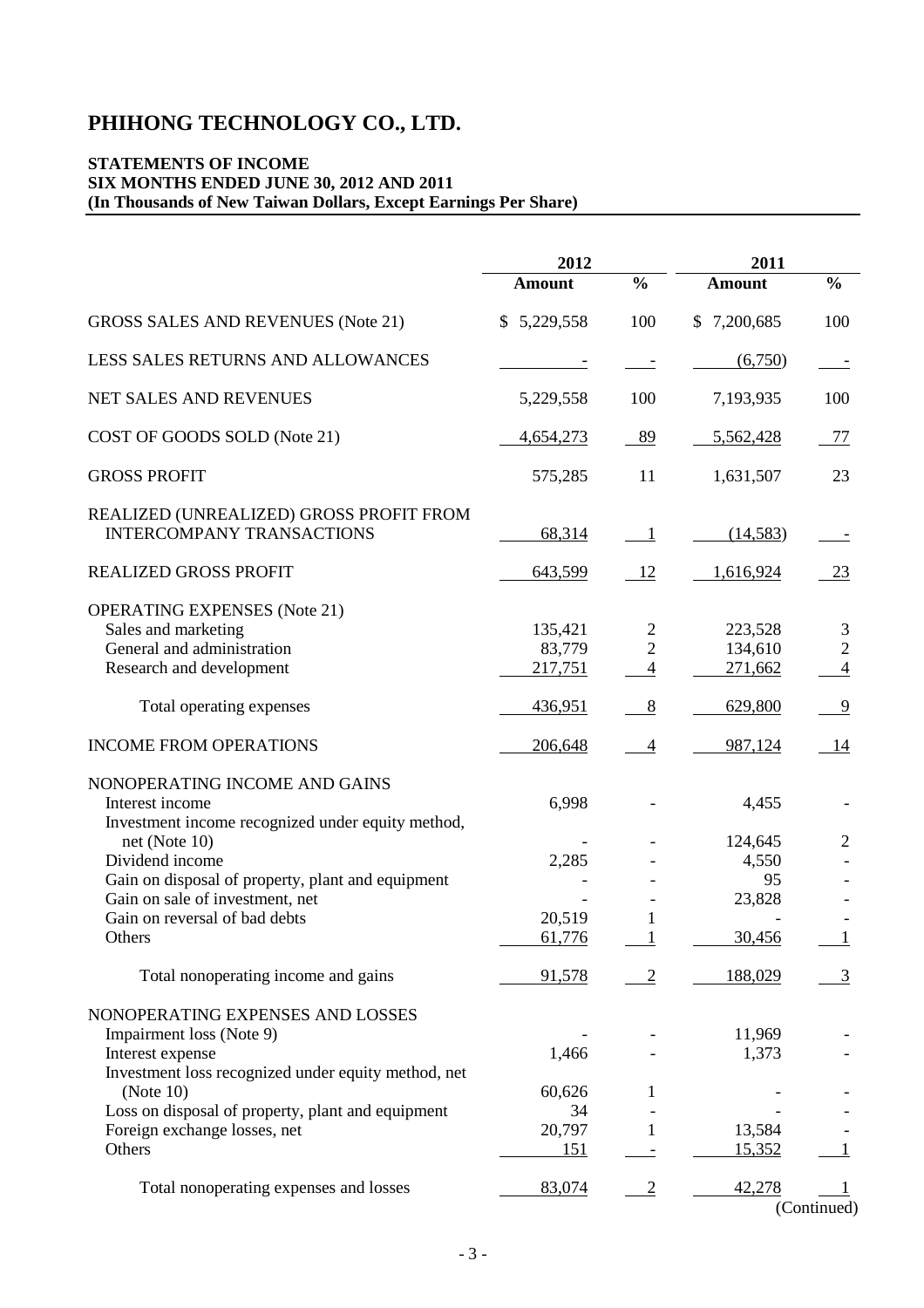# PHIHONG TECHNOLOGY CO., LTD.

**STATEMENTS OF INCOME**
**SIX MONTHS ENDED JUNE 30, 2012 AND 2011**
**(In Thousands of New Taiwan Dollars, Except Earnings Per Share)**

| | 2012 | | 2011 | |
|---|---|---|---|---|
| | **Amount** | **%** | **Amount** | **%** |
| GROSS SALES AND REVENUES (Note 21) | $ 5,229,558 | 100 | $ 7,200,685 | 100 |
| LESS SALES RETURNS AND ALLOWANCES | - | - | (6,750) | - |
| NET SALES AND REVENUES | 5,229,558 | 100 | 7,193,935 | 100 |
| COST OF GOODS SOLD (Note 21) | 4,654,273 | 89 | 5,562,428 | 77 |
| GROSS PROFIT | 575,285 | 11 | 1,631,507 | 23 |
| REALIZED (UNREALIZED) GROSS PROFIT FROM INTERCOMPANY TRANSACTIONS | 68,314 | 1 | (14,583) | - |
| REALIZED GROSS PROFIT | 643,599 | 12 | 1,616,924 | 23 |
| OPERATING EXPENSES (Note 21) | | | | |
| Sales and marketing | 135,421 | 2 | 223,528 | 3 |
| General and administration | 83,779 | 2 | 134,610 | 2 |
| Research and development | 217,751 | 4 | 271,662 | 4 |
| Total operating expenses | 436,951 | 8 | 629,800 | 9 |
| INCOME FROM OPERATIONS | 206,648 | 4 | 987,124 | 14 |
| NONOPERATING INCOME AND GAINS | | | | |
| Interest income | 6,998 | - | 4,455 | - |
| Investment income recognized under equity method, net (Note 10) | - | - | 124,645 | 2 |
| Dividend income | 2,285 | - | 4,550 | - |
| Gain on disposal of property, plant and equipment | - | - | 95 | - |
| Gain on sale of investment, net | - | - | 23,828 | - |
| Gain on reversal of bad debts | 20,519 | 1 | - | - |
| Others | 61,776 | 1 | 30,456 | 1 |
| Total nonoperating income and gains | 91,578 | 2 | 188,029 | 3 |
| NONOPERATING EXPENSES AND LOSSES | | | | |
| Impairment loss (Note 9) | - | - | 11,969 | - |
| Interest expense | 1,466 | - | 1,373 | - |
| Investment loss recognized under equity method, net (Note 10) | 60,626 | 1 | - | - |
| Loss on disposal of property, plant and equipment | 34 | - | - | - |
| Foreign exchange losses, net | 20,797 | 1 | 13,584 | - |
| Others | 151 | - | 15,352 | 1 |
| Total nonoperating expenses and losses | 83,074 | 2 | 42,278 | 1 |

(Continued)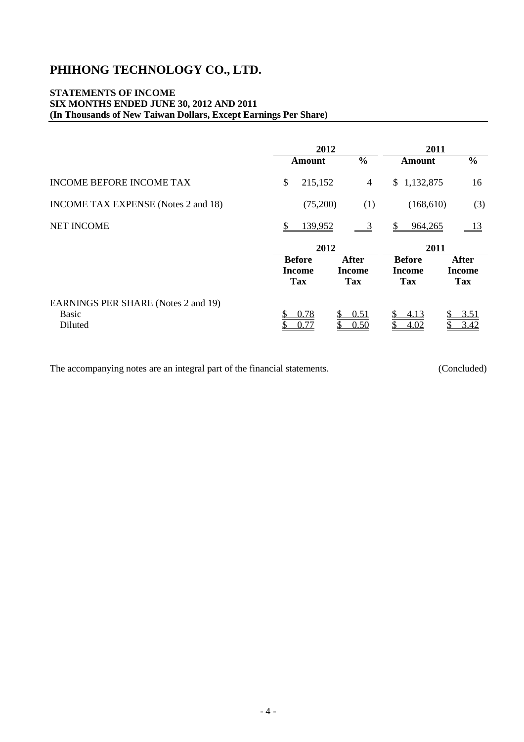# PHIHONG TECHNOLOGY CO., LTD.

**STATEMENTS OF INCOME**
**SIX MONTHS ENDED JUNE 30, 2012 AND 2011**
**(In Thousands of New Taiwan Dollars, Except Earnings Per Share)**

| | 2012 | | 2011 | |
|---|---|---|---|---|
| | Amount | % | Amount | % |
| INCOME BEFORE INCOME TAX | $ 215,152 | 4 | $ 1,132,875 | 16 |
| INCOME TAX EXPENSE (Notes 2 and 18) | (75,200) | (1) | (168,610) | (3) |
| NET INCOME | $ 139,952 | 3 | $ 964,265 | 13 |

| | 2012 | | 2011 | |
|---|---|---|---|---|
| | Before Income Tax | After Income Tax | Before Income Tax | After Income Tax |
| EARNINGS PER SHARE (Notes 2 and 19) | | | | |
| Basic | $ 0.78 | $ 0.51 | $ 4.13 | $ 3.51 |
| Diluted | $ 0.77 | $ 0.50 | $ 4.02 | $ 3.42 |

The accompanying notes are an integral part of the financial statements. (Concluded)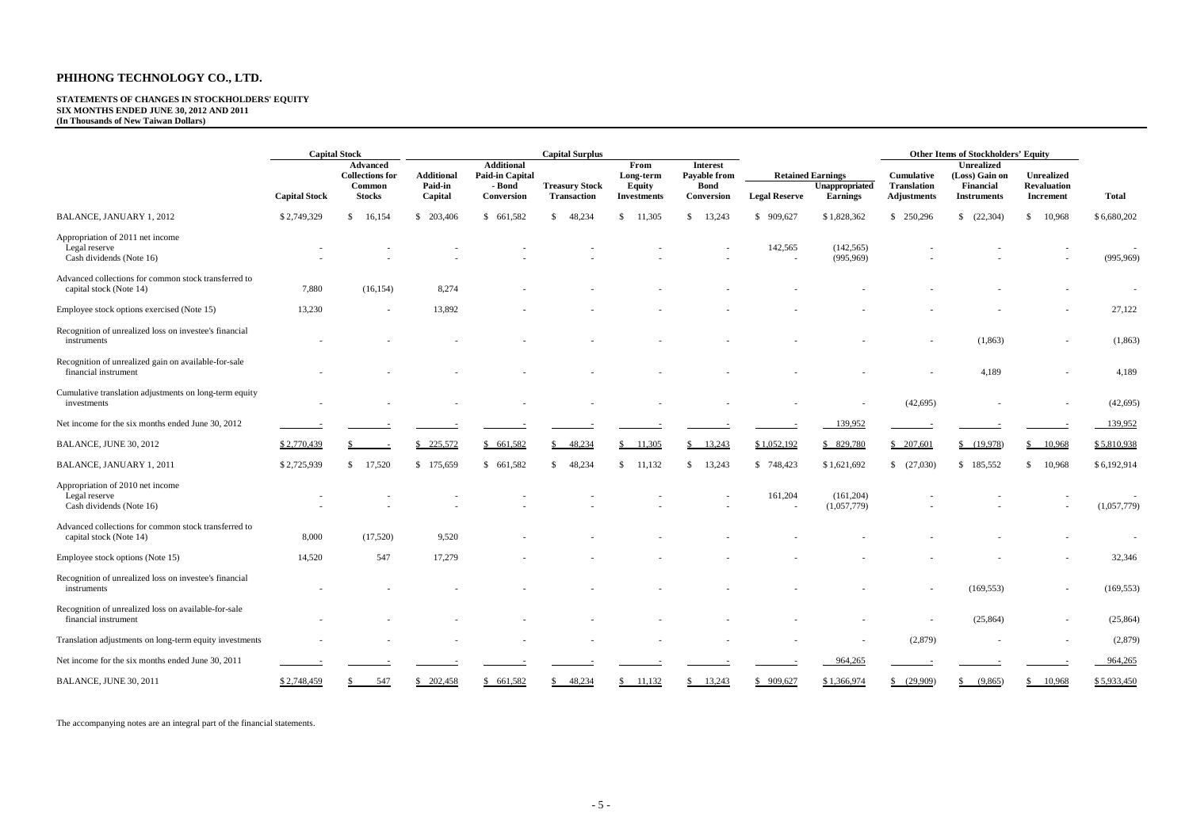# PHIHONG TECHNOLOGY CO., LTD.

**STATEMENTS OF CHANGES IN STOCKHOLDERS' EQUITY**
**SIX MONTHS ENDED JUNE 30, 2012 AND 2011**
**(In Thousands of New Taiwan Dollars)**

| | Capital Stock | | Capital Surplus | | | | | Retained Earnings | | Other Items of Stockholders' Equity | | | |
|---|---|---|---|---|---|---|---|---|---|---|---|---|---|
| | Capital Stock | Advanced Collections for Common Stocks | Additional Paid-in Capital | Additional Paid-in Capital - Bond Conversion | Treasury Stock Transaction | From Long-term Equity Investments | Interest Payable from Bond Conversion | Legal Reserve | Unappropriated Earnings | Cumulative Translation Adjustments | Unrealized (Loss) Gain on Financial Instruments | Unrealized Revaluation Increment | Total |
| BALANCE, JANUARY 1, 2012 | $ 2,749,329 | $ 16,154 | $ 203,406 | $ 661,582 | $ 48,234 | $ 11,305 | $ 13,243 | $ 909,627 | $ 1,828,362 | $ 250,296 | $ (22,304) | $ 10,968 | $ 6,680,202 |
| Appropriation of 2011 net income | | | | | | | | | | | | | |
| Legal reserve | - | - | - | - | - | - | - | 142,565 | (142,565) | - | - | - | - |
| Cash dividends (Note 16) | - | - | - | - | - | - | - | - | (995,969) | - | - | - | (995,969) |
| Advanced collections for common stock transferred to capital stock (Note 14) | 7,880 | (16,154) | 8,274 | - | - | - | - | - | - | - | - | - | - |
| Employee stock options exercised (Note 15) | 13,230 | - | 13,892 | - | - | - | - | - | - | - | - | - | 27,122 |
| Recognition of unrealized loss on investee's financial instruments | - | - | - | - | - | - | - | - | - | - | (1,863) | - | (1,863) |
| Recognition of unrealized gain on available-for-sale financial instrument | - | - | - | - | - | - | - | - | - | - | 4,189 | - | 4,189 |
| Cumulative translation adjustments on long-term equity investments | - | - | - | - | - | - | - | - | - | (42,695) | - | - | (42,695) |
| Net income for the six months ended June 30, 2012 | - | - | - | - | - | - | - | - | 139,952 | - | - | - | 139,952 |
| BALANCE, JUNE 30, 2012 | $ 2,770,439 | $ - | $ 225,572 | $ 661,582 | $ 48,234 | $ 11,305 | $ 13,243 | $ 1,052,192 | $ 829,780 | $ 207,601 | $ (19,978) | $ 10,968 | $ 5,810,938 |
| BALANCE, JANUARY 1, 2011 | $ 2,725,939 | $ 17,520 | $ 175,659 | $ 661,582 | $ 48,234 | $ 11,132 | $ 13,243 | $ 748,423 | $ 1,621,692 | $ (27,030) | $ 185,552 | $ 10,968 | $ 6,192,914 |
| Appropriation of 2010 net income | | | | | | | | | | | | | |
| Legal reserve | - | - | - | - | - | - | - | 161,204 | (161,204) | - | - | - | - |
| Cash dividends (Note 16) | - | - | - | - | - | - | - | - | (1,057,779) | - | - | - | (1,057,779) |
| Advanced collections for common stock transferred to capital stock (Note 14) | 8,000 | (17,520) | 9,520 | - | - | - | - | - | - | - | - | - | - |
| Employee stock options (Note 15) | 14,520 | 547 | 17,279 | - | - | - | - | - | - | - | - | - | 32,346 |
| Recognition of unrealized loss on investee's financial instruments | - | - | - | - | - | - | - | - | - | - | (169,553) | - | (169,553) |
| Recognition of unrealized loss on available-for-sale financial instrument | - | - | - | - | - | - | - | - | - | - | (25,864) | - | (25,864) |
| Translation adjustments on long-term equity investments | - | - | - | - | - | - | - | - | - | (2,879) | - | - | (2,879) |
| Net income for the six months ended June 30, 2011 | - | - | - | - | - | - | - | - | 964,265 | - | - | - | 964,265 |
| BALANCE, JUNE 30, 2011 | $ 2,748,459 | $ 547 | $ 202,458 | $ 661,582 | $ 48,234 | $ 11,132 | $ 13,243 | $ 909,627 | $ 1,366,974 | $ (29,909) | $ (9,865) | $ 10,968 | $ 5,933,450 |

The accompanying notes are an integral part of the financial statements.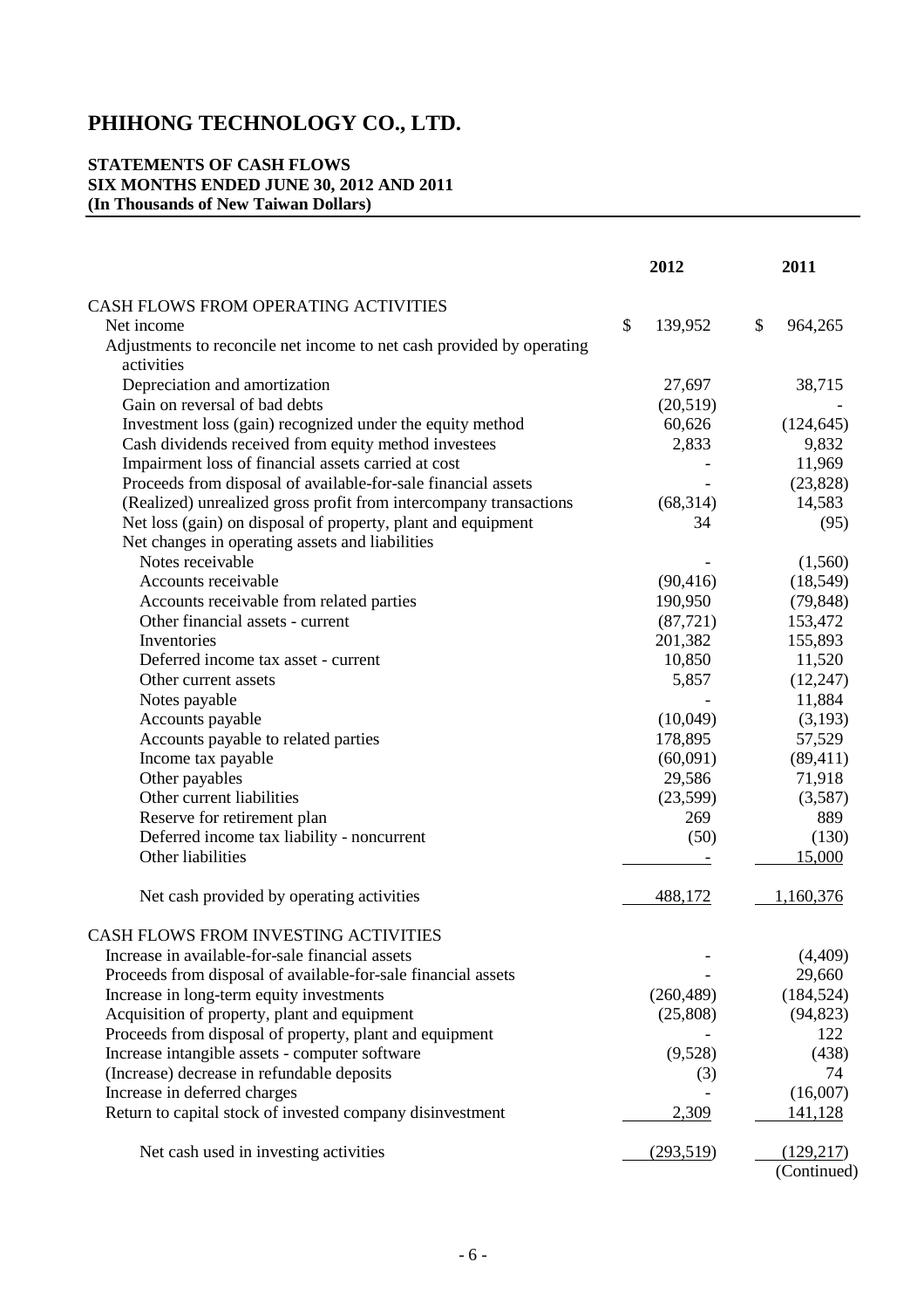# PHIHONG TECHNOLOGY CO., LTD.

**STATEMENTS OF CASH FLOWS**
**SIX MONTHS ENDED JUNE 30, 2012 AND 2011**
**(In Thousands of New Taiwan Dollars)**

| | 2012 | 2011 |
|---|---|---|
| CASH FLOWS FROM OPERATING ACTIVITIES | | |
| Net income | $ 139,952 | $ 964,265 |
| Adjustments to reconcile net income to net cash provided by operating activities | | |
| Depreciation and amortization | 27,697 | 38,715 |
| Gain on reversal of bad debts | (20,519) | - |
| Investment loss (gain) recognized under the equity method | 60,626 | (124,645) |
| Cash dividends received from equity method investees | 2,833 | 9,832 |
| Impairment loss of financial assets carried at cost | - | 11,969 |
| Proceeds from disposal of available-for-sale financial assets | - | (23,828) |
| (Realized) unrealized gross profit from intercompany transactions | (68,314) | 14,583 |
| Net loss (gain) on disposal of property, plant and equipment | 34 | (95) |
| Net changes in operating assets and liabilities | | |
| Notes receivable | - | (1,560) |
| Accounts receivable | (90,416) | (18,549) |
| Accounts receivable from related parties | 190,950 | (79,848) |
| Other financial assets - current | (87,721) | 153,472 |
| Inventories | 201,382 | 155,893 |
| Deferred income tax asset - current | 10,850 | 11,520 |
| Other current assets | 5,857 | (12,247) |
| Notes payable | - | 11,884 |
| Accounts payable | (10,049) | (3,193) |
| Accounts payable to related parties | 178,895 | 57,529 |
| Income tax payable | (60,091) | (89,411) |
| Other payables | 29,586 | 71,918 |
| Other current liabilities | (23,599) | (3,587) |
| Reserve for retirement plan | 269 | 889 |
| Deferred income tax liability - noncurrent | (50) | (130) |
| Other liabilities | - | 15,000 |
| Net cash provided by operating activities | 488,172 | 1,160,376 |
| CASH FLOWS FROM INVESTING ACTIVITIES | | |
| Increase in available-for-sale financial assets | - | (4,409) |
| Proceeds from disposal of available-for-sale financial assets | - | 29,660 |
| Increase in long-term equity investments | (260,489) | (184,524) |
| Acquisition of property, plant and equipment | (25,808) | (94,823) |
| Proceeds from disposal of property, plant and equipment | - | 122 |
| Increase intangible assets - computer software | (9,528) | (438) |
| (Increase) decrease in refundable deposits | (3) | 74 |
| Increase in deferred charges | - | (16,007) |
| Return to capital stock of invested company disinvestment | 2,309 | 141,128 |
| Net cash used in investing activities | (293,519) | (129,217) |

(Continued)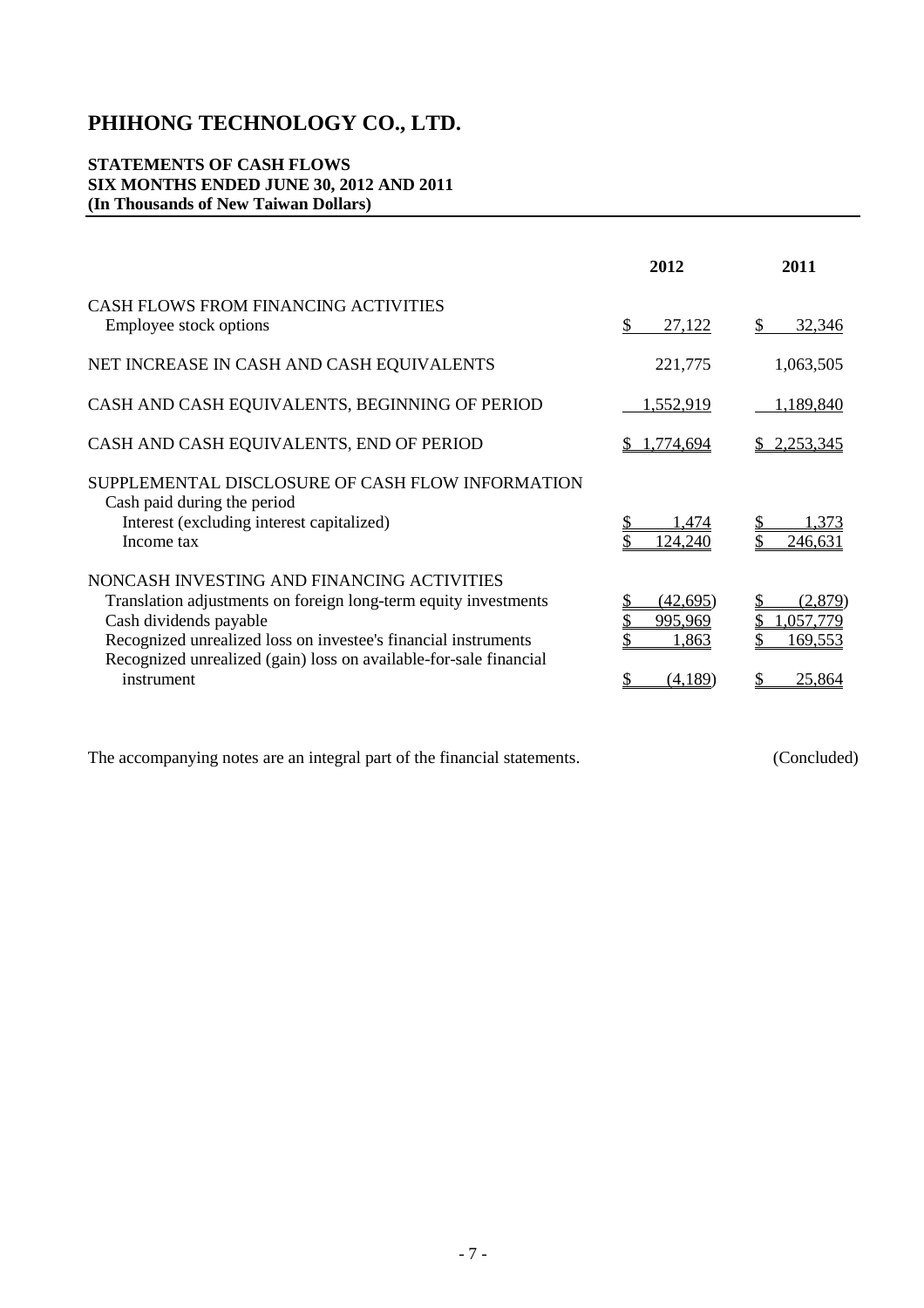# PHIHONG TECHNOLOGY CO., LTD.

**STATEMENTS OF CASH FLOWS**
**SIX MONTHS ENDED JUNE 30, 2012 AND 2011**
**(In Thousands of New Taiwan Dollars)**

| | 2012 | 2011 |
|---|---|---|
| CASH FLOWS FROM FINANCING ACTIVITIES | | |
| Employee stock options | $ 27,122 | $ 32,346 |
| NET INCREASE IN CASH AND CASH EQUIVALENTS | 221,775 | 1,063,505 |
| CASH AND CASH EQUIVALENTS, BEGINNING OF PERIOD | 1,552,919 | 1,189,840 |
| CASH AND CASH EQUIVALENTS, END OF PERIOD | $ 1,774,694 | $ 2,253,345 |
| SUPPLEMENTAL DISCLOSURE OF CASH FLOW INFORMATION | | |
| Cash paid during the period | | |
| Interest (excluding interest capitalized) | $ 1,474 | $ 1,373 |
| Income tax | $ 124,240 | $ 246,631 |
| NONCASH INVESTING AND FINANCING ACTIVITIES | | |
| Translation adjustments on foreign long-term equity investments | $ (42,695) | $ (2,879) |
| Cash dividends payable | $ 995,969 | $ 1,057,779 |
| Recognized unrealized loss on investee's financial instruments | $ 1,863 | $ 169,553 |
| Recognized unrealized (gain) loss on available-for-sale financial instrument | $ (4,189) | $ 25,864 |

The accompanying notes are an integral part of the financial statements. (Concluded)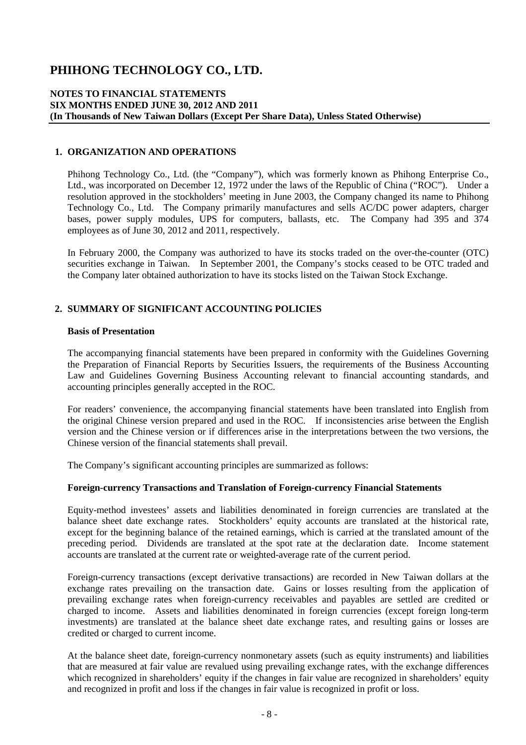# PHIHONG TECHNOLOGY CO., LTD.

**NOTES TO FINANCIAL STATEMENTS**
**SIX MONTHS ENDED JUNE 30, 2012 AND 2011**
**(In Thousands of New Taiwan Dollars (Except Per Share Data), Unless Stated Otherwise)**

## 1. ORGANIZATION AND OPERATIONS

Phihong Technology Co., Ltd. (the "Company"), which was formerly known as Phihong Enterprise Co., Ltd., was incorporated on December 12, 1972 under the laws of the Republic of China ("ROC"). Under a resolution approved in the stockholders' meeting in June 2003, the Company changed its name to Phihong Technology Co., Ltd. The Company primarily manufactures and sells AC/DC power adapters, charger bases, power supply modules, UPS for computers, ballasts, etc. The Company had 395 and 374 employees as of June 30, 2012 and 2011, respectively.

In February 2000, the Company was authorized to have its stocks traded on the over-the-counter (OTC) securities exchange in Taiwan. In September 2001, the Company's stocks ceased to be OTC traded and the Company later obtained authorization to have its stocks listed on the Taiwan Stock Exchange.

## 2. SUMMARY OF SIGNIFICANT ACCOUNTING POLICIES

### Basis of Presentation

The accompanying financial statements have been prepared in conformity with the Guidelines Governing the Preparation of Financial Reports by Securities Issuers, the requirements of the Business Accounting Law and Guidelines Governing Business Accounting relevant to financial accounting standards, and accounting principles generally accepted in the ROC.

For readers' convenience, the accompanying financial statements have been translated into English from the original Chinese version prepared and used in the ROC. If inconsistencies arise between the English version and the Chinese version or if differences arise in the interpretations between the two versions, the Chinese version of the financial statements shall prevail.

The Company's significant accounting principles are summarized as follows:

### Foreign-currency Transactions and Translation of Foreign-currency Financial Statements

Equity-method investees' assets and liabilities denominated in foreign currencies are translated at the balance sheet date exchange rates. Stockholders' equity accounts are translated at the historical rate, except for the beginning balance of the retained earnings, which is carried at the translated amount of the preceding period. Dividends are translated at the spot rate at the declaration date. Income statement accounts are translated at the current rate or weighted-average rate of the current period.

Foreign-currency transactions (except derivative transactions) are recorded in New Taiwan dollars at the exchange rates prevailing on the transaction date. Gains or losses resulting from the application of prevailing exchange rates when foreign-currency receivables and payables are settled are credited or charged to income. Assets and liabilities denominated in foreign currencies (except foreign long-term investments) are translated at the balance sheet date exchange rates, and resulting gains or losses are credited or charged to current income.

At the balance sheet date, foreign-currency nonmonetary assets (such as equity instruments) and liabilities that are measured at fair value are revalued using prevailing exchange rates, with the exchange differences which recognized in shareholders' equity if the changes in fair value are recognized in shareholders' equity and recognized in profit and loss if the changes in fair value is recognized in profit or loss.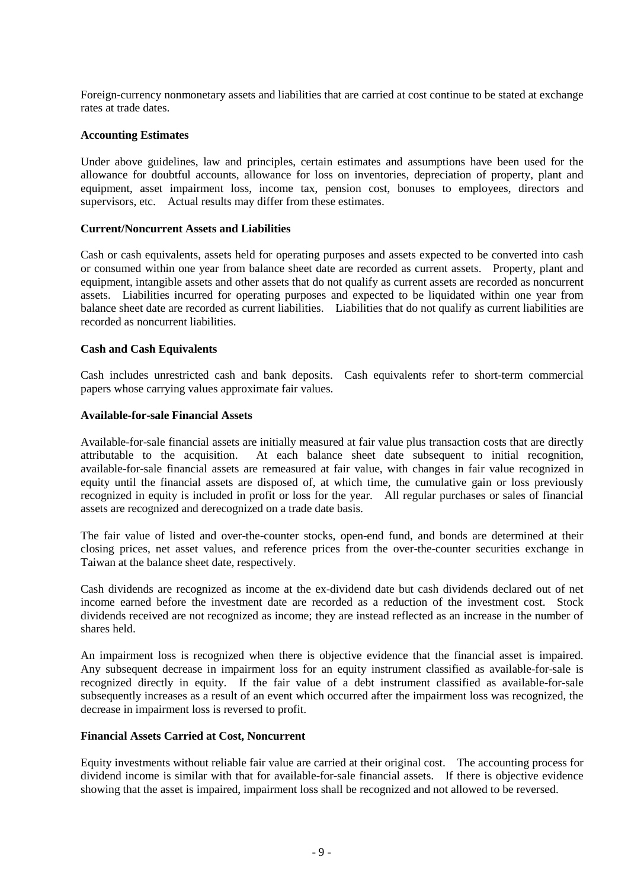Foreign-currency nonmonetary assets and liabilities that are carried at cost continue to be stated at exchange rates at trade dates.

**Accounting Estimates**

Under above guidelines, law and principles, certain estimates and assumptions have been used for the allowance for doubtful accounts, allowance for loss on inventories, depreciation of property, plant and equipment, asset impairment loss, income tax, pension cost, bonuses to employees, directors and supervisors, etc. Actual results may differ from these estimates.

**Current/Noncurrent Assets and Liabilities**

Cash or cash equivalents, assets held for operating purposes and assets expected to be converted into cash or consumed within one year from balance sheet date are recorded as current assets. Property, plant and equipment, intangible assets and other assets that do not qualify as current assets are recorded as noncurrent assets. Liabilities incurred for operating purposes and expected to be liquidated within one year from balance sheet date are recorded as current liabilities. Liabilities that do not qualify as current liabilities are recorded as noncurrent liabilities.

**Cash and Cash Equivalents**

Cash includes unrestricted cash and bank deposits. Cash equivalents refer to short-term commercial papers whose carrying values approximate fair values.

**Available-for-sale Financial Assets**

Available-for-sale financial assets are initially measured at fair value plus transaction costs that are directly attributable to the acquisition. At each balance sheet date subsequent to initial recognition, available-for-sale financial assets are remeasured at fair value, with changes in fair value recognized in equity until the financial assets are disposed of, at which time, the cumulative gain or loss previously recognized in equity is included in profit or loss for the year. All regular purchases or sales of financial assets are recognized and derecognized on a trade date basis.

The fair value of listed and over-the-counter stocks, open-end fund, and bonds are determined at their closing prices, net asset values, and reference prices from the over-the-counter securities exchange in Taiwan at the balance sheet date, respectively.

Cash dividends are recognized as income at the ex-dividend date but cash dividends declared out of net income earned before the investment date are recorded as a reduction of the investment cost. Stock dividends received are not recognized as income; they are instead reflected as an increase in the number of shares held.

An impairment loss is recognized when there is objective evidence that the financial asset is impaired. Any subsequent decrease in impairment loss for an equity instrument classified as available-for-sale is recognized directly in equity. If the fair value of a debt instrument classified as available-for-sale subsequently increases as a result of an event which occurred after the impairment loss was recognized, the decrease in impairment loss is reversed to profit.

**Financial Assets Carried at Cost, Noncurrent**

Equity investments without reliable fair value are carried at their original cost. The accounting process for dividend income is similar with that for available-for-sale financial assets. If there is objective evidence showing that the asset is impaired, impairment loss shall be recognized and not allowed to be reversed.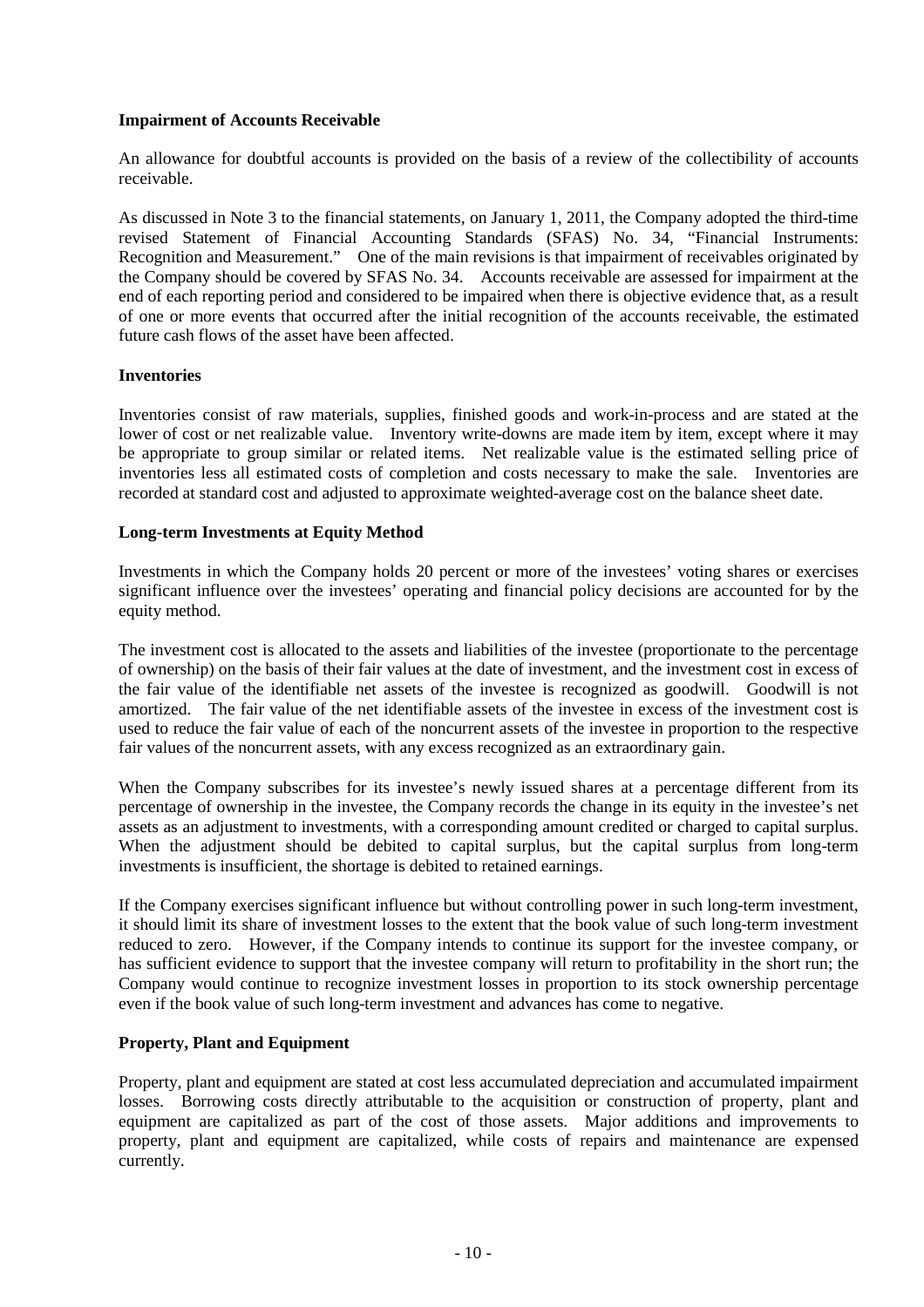**Impairment of Accounts Receivable**

An allowance for doubtful accounts is provided on the basis of a review of the collectibility of accounts receivable.

As discussed in Note 3 to the financial statements, on January 1, 2011, the Company adopted the third-time revised Statement of Financial Accounting Standards (SFAS) No. 34, "Financial Instruments: Recognition and Measurement." One of the main revisions is that impairment of receivables originated by the Company should be covered by SFAS No. 34. Accounts receivable are assessed for impairment at the end of each reporting period and considered to be impaired when there is objective evidence that, as a result of one or more events that occurred after the initial recognition of the accounts receivable, the estimated future cash flows of the asset have been affected.

**Inventories**

Inventories consist of raw materials, supplies, finished goods and work-in-process and are stated at the lower of cost or net realizable value. Inventory write-downs are made item by item, except where it may be appropriate to group similar or related items. Net realizable value is the estimated selling price of inventories less all estimated costs of completion and costs necessary to make the sale. Inventories are recorded at standard cost and adjusted to approximate weighted-average cost on the balance sheet date.

**Long-term Investments at Equity Method**

Investments in which the Company holds 20 percent or more of the investees' voting shares or exercises significant influence over the investees' operating and financial policy decisions are accounted for by the equity method.

The investment cost is allocated to the assets and liabilities of the investee (proportionate to the percentage of ownership) on the basis of their fair values at the date of investment, and the investment cost in excess of the fair value of the identifiable net assets of the investee is recognized as goodwill. Goodwill is not amortized. The fair value of the net identifiable assets of the investee in excess of the investment cost is used to reduce the fair value of each of the noncurrent assets of the investee in proportion to the respective fair values of the noncurrent assets, with any excess recognized as an extraordinary gain.

When the Company subscribes for its investee's newly issued shares at a percentage different from its percentage of ownership in the investee, the Company records the change in its equity in the investee's net assets as an adjustment to investments, with a corresponding amount credited or charged to capital surplus. When the adjustment should be debited to capital surplus, but the capital surplus from long-term investments is insufficient, the shortage is debited to retained earnings.

If the Company exercises significant influence but without controlling power in such long-term investment, it should limit its share of investment losses to the extent that the book value of such long-term investment reduced to zero. However, if the Company intends to continue its support for the investee company, or has sufficient evidence to support that the investee company will return to profitability in the short run; the Company would continue to recognize investment losses in proportion to its stock ownership percentage even if the book value of such long-term investment and advances has come to negative.

**Property, Plant and Equipment**

Property, plant and equipment are stated at cost less accumulated depreciation and accumulated impairment losses. Borrowing costs directly attributable to the acquisition or construction of property, plant and equipment are capitalized as part of the cost of those assets. Major additions and improvements to property, plant and equipment are capitalized, while costs of repairs and maintenance are expensed currently.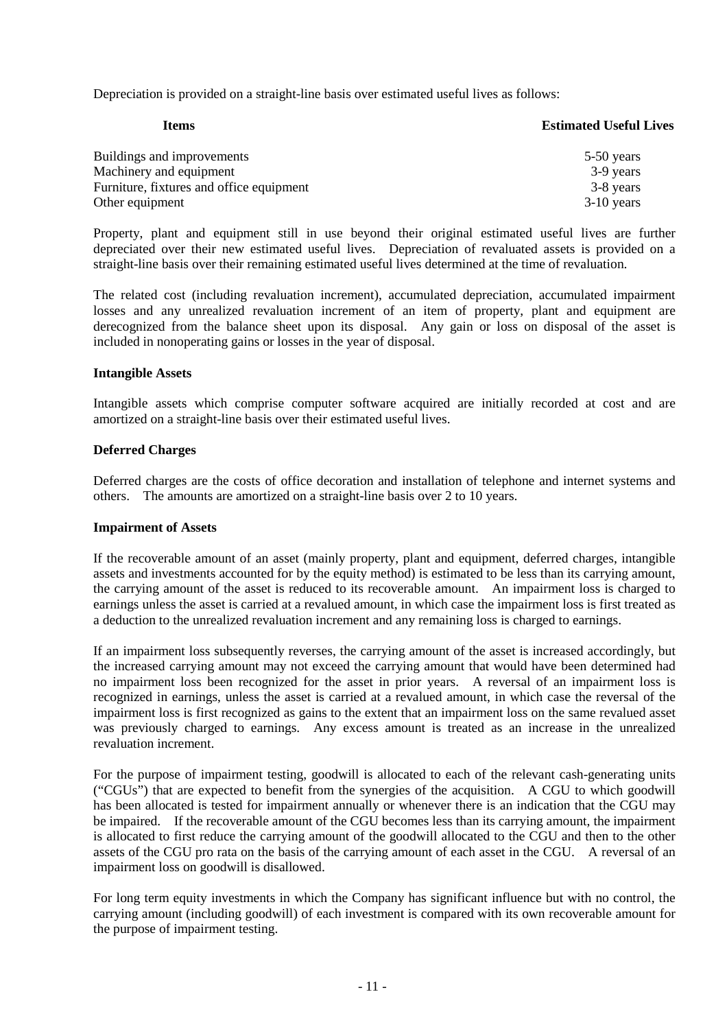Depreciation is provided on a straight-line basis over estimated useful lives as follows:

| Items | Estimated Useful Lives |
|---|---|
| Buildings and improvements | 5-50 years |
| Machinery and equipment | 3-9 years |
| Furniture, fixtures and office equipment | 3-8 years |
| Other equipment | 3-10 years |

Property, plant and equipment still in use beyond their original estimated useful lives are further depreciated over their new estimated useful lives. Depreciation of revaluated assets is provided on a straight-line basis over their remaining estimated useful lives determined at the time of revaluation.

The related cost (including revaluation increment), accumulated depreciation, accumulated impairment losses and any unrealized revaluation increment of an item of property, plant and equipment are derecognized from the balance sheet upon its disposal. Any gain or loss on disposal of the asset is included in nonoperating gains or losses in the year of disposal.

**Intangible Assets**

Intangible assets which comprise computer software acquired are initially recorded at cost and are amortized on a straight-line basis over their estimated useful lives.

**Deferred Charges**

Deferred charges are the costs of office decoration and installation of telephone and internet systems and others. The amounts are amortized on a straight-line basis over 2 to 10 years.

**Impairment of Assets**

If the recoverable amount of an asset (mainly property, plant and equipment, deferred charges, intangible assets and investments accounted for by the equity method) is estimated to be less than its carrying amount, the carrying amount of the asset is reduced to its recoverable amount. An impairment loss is charged to earnings unless the asset is carried at a revalued amount, in which case the impairment loss is first treated as a deduction to the unrealized revaluation increment and any remaining loss is charged to earnings.

If an impairment loss subsequently reverses, the carrying amount of the asset is increased accordingly, but the increased carrying amount may not exceed the carrying amount that would have been determined had no impairment loss been recognized for the asset in prior years. A reversal of an impairment loss is recognized in earnings, unless the asset is carried at a revalued amount, in which case the reversal of the impairment loss is first recognized as gains to the extent that an impairment loss on the same revalued asset was previously charged to earnings. Any excess amount is treated as an increase in the unrealized revaluation increment.

For the purpose of impairment testing, goodwill is allocated to each of the relevant cash-generating units ("CGUs") that are expected to benefit from the synergies of the acquisition. A CGU to which goodwill has been allocated is tested for impairment annually or whenever there is an indication that the CGU may be impaired. If the recoverable amount of the CGU becomes less than its carrying amount, the impairment is allocated to first reduce the carrying amount of the goodwill allocated to the CGU and then to the other assets of the CGU pro rata on the basis of the carrying amount of each asset in the CGU. A reversal of an impairment loss on goodwill is disallowed.

For long term equity investments in which the Company has significant influence but with no control, the carrying amount (including goodwill) of each investment is compared with its own recoverable amount for the purpose of impairment testing.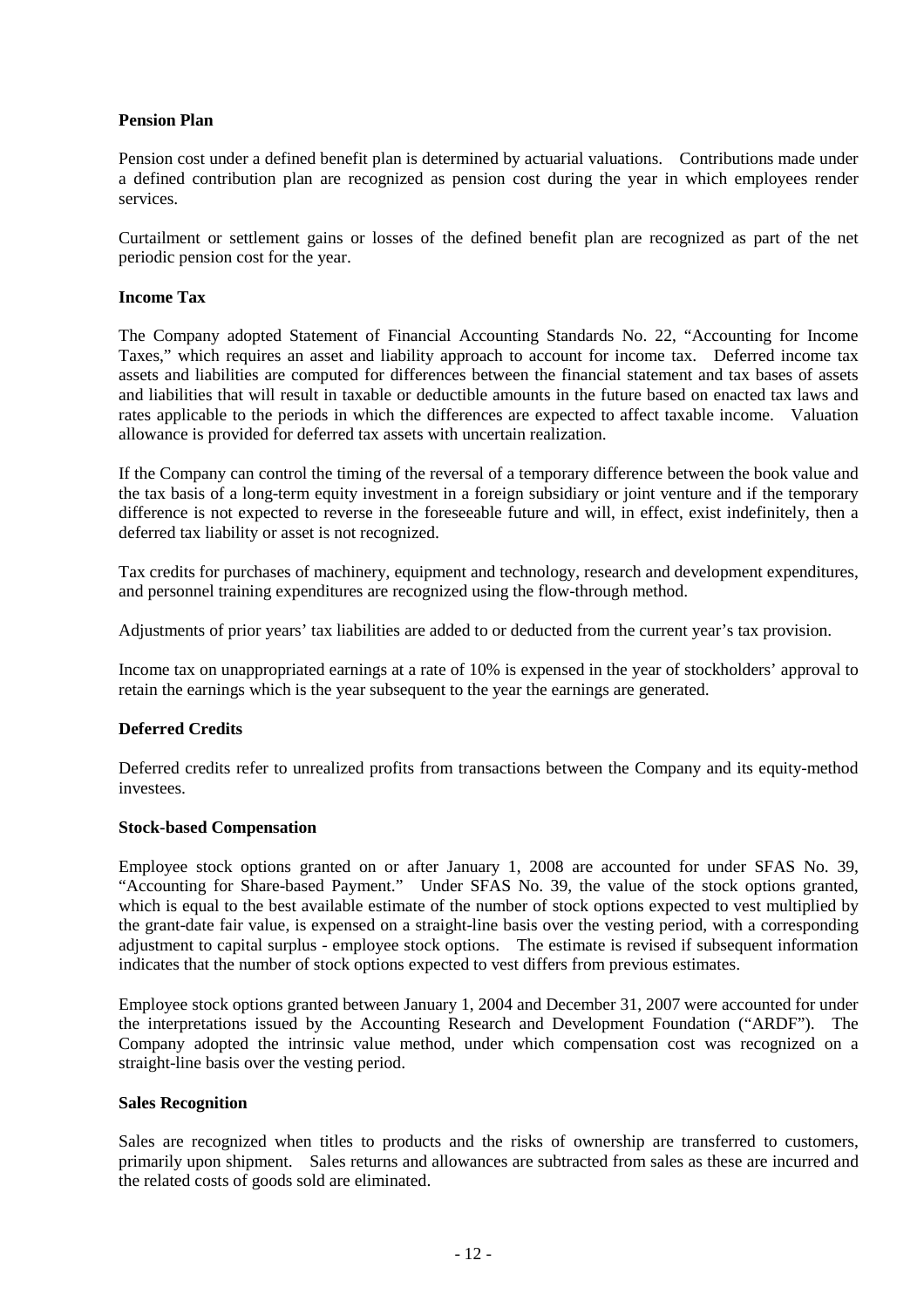**Pension Plan**

Pension cost under a defined benefit plan is determined by actuarial valuations. Contributions made under a defined contribution plan are recognized as pension cost during the year in which employees render services.

Curtailment or settlement gains or losses of the defined benefit plan are recognized as part of the net periodic pension cost for the year.

**Income Tax**

The Company adopted Statement of Financial Accounting Standards No. 22, "Accounting for Income Taxes," which requires an asset and liability approach to account for income tax. Deferred income tax assets and liabilities are computed for differences between the financial statement and tax bases of assets and liabilities that will result in taxable or deductible amounts in the future based on enacted tax laws and rates applicable to the periods in which the differences are expected to affect taxable income. Valuation allowance is provided for deferred tax assets with uncertain realization.

If the Company can control the timing of the reversal of a temporary difference between the book value and the tax basis of a long-term equity investment in a foreign subsidiary or joint venture and if the temporary difference is not expected to reverse in the foreseeable future and will, in effect, exist indefinitely, then a deferred tax liability or asset is not recognized.

Tax credits for purchases of machinery, equipment and technology, research and development expenditures, and personnel training expenditures are recognized using the flow-through method.

Adjustments of prior years' tax liabilities are added to or deducted from the current year's tax provision.

Income tax on unappropriated earnings at a rate of 10% is expensed in the year of stockholders' approval to retain the earnings which is the year subsequent to the year the earnings are generated.

**Deferred Credits**

Deferred credits refer to unrealized profits from transactions between the Company and its equity-method investees.

**Stock-based Compensation**

Employee stock options granted on or after January 1, 2008 are accounted for under SFAS No. 39, "Accounting for Share-based Payment." Under SFAS No. 39, the value of the stock options granted, which is equal to the best available estimate of the number of stock options expected to vest multiplied by the grant-date fair value, is expensed on a straight-line basis over the vesting period, with a corresponding adjustment to capital surplus - employee stock options. The estimate is revised if subsequent information indicates that the number of stock options expected to vest differs from previous estimates.

Employee stock options granted between January 1, 2004 and December 31, 2007 were accounted for under the interpretations issued by the Accounting Research and Development Foundation ("ARDF"). The Company adopted the intrinsic value method, under which compensation cost was recognized on a straight-line basis over the vesting period.

**Sales Recognition**

Sales are recognized when titles to products and the risks of ownership are transferred to customers, primarily upon shipment. Sales returns and allowances are subtracted from sales as these are incurred and the related costs of goods sold are eliminated.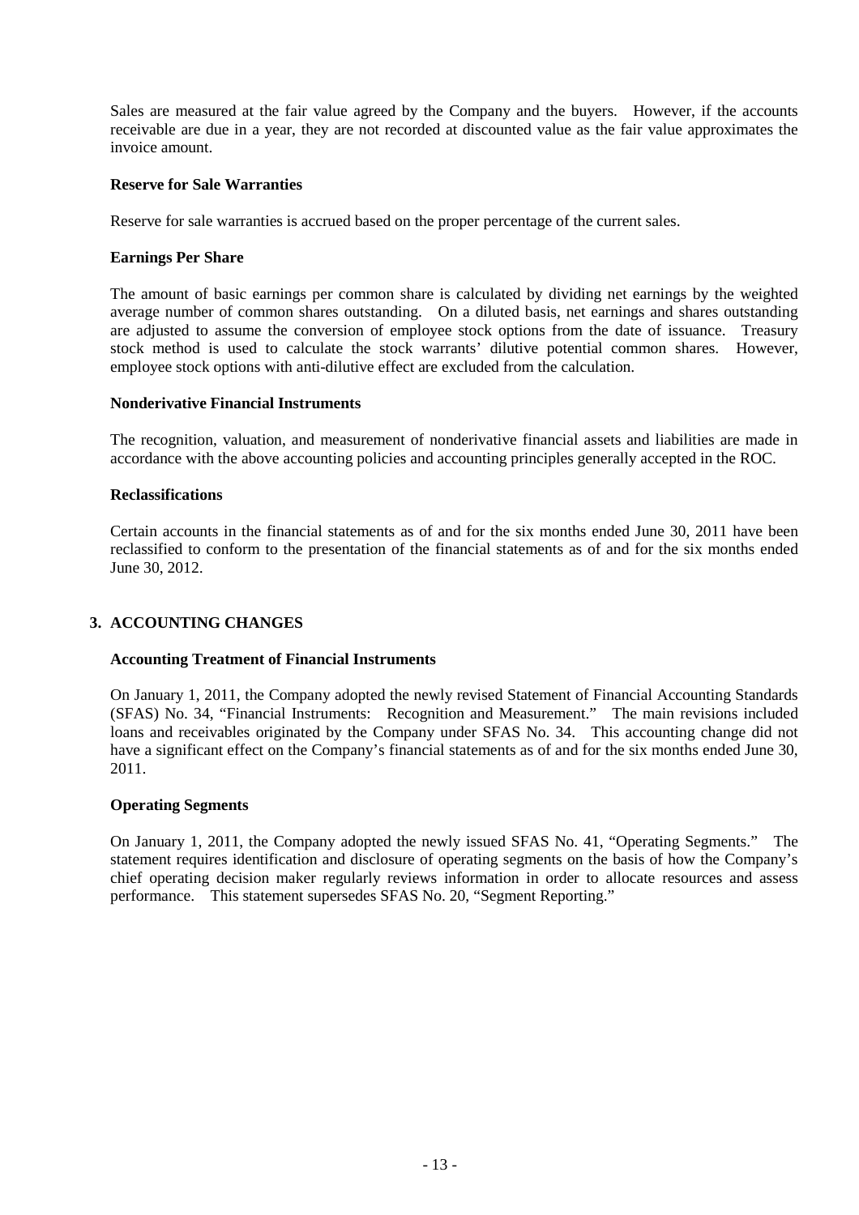Sales are measured at the fair value agreed by the Company and the buyers. However, if the accounts receivable are due in a year, they are not recorded at discounted value as the fair value approximates the invoice amount.

**Reserve for Sale Warranties**

Reserve for sale warranties is accrued based on the proper percentage of the current sales.

**Earnings Per Share**

The amount of basic earnings per common share is calculated by dividing net earnings by the weighted average number of common shares outstanding. On a diluted basis, net earnings and shares outstanding are adjusted to assume the conversion of employee stock options from the date of issuance. Treasury stock method is used to calculate the stock warrants' dilutive potential common shares. However, employee stock options with anti-dilutive effect are excluded from the calculation.

**Nonderivative Financial Instruments**

The recognition, valuation, and measurement of nonderivative financial assets and liabilities are made in accordance with the above accounting policies and accounting principles generally accepted in the ROC.

**Reclassifications**

Certain accounts in the financial statements as of and for the six months ended June 30, 2011 have been reclassified to conform to the presentation of the financial statements as of and for the six months ended June 30, 2012.

## 3. ACCOUNTING CHANGES

**Accounting Treatment of Financial Instruments**

On January 1, 2011, the Company adopted the newly revised Statement of Financial Accounting Standards (SFAS) No. 34, "Financial Instruments: Recognition and Measurement." The main revisions included loans and receivables originated by the Company under SFAS No. 34. This accounting change did not have a significant effect on the Company's financial statements as of and for the six months ended June 30, 2011.

**Operating Segments**

On January 1, 2011, the Company adopted the newly issued SFAS No. 41, "Operating Segments." The statement requires identification and disclosure of operating segments on the basis of how the Company's chief operating decision maker regularly reviews information in order to allocate resources and assess performance. This statement supersedes SFAS No. 20, "Segment Reporting."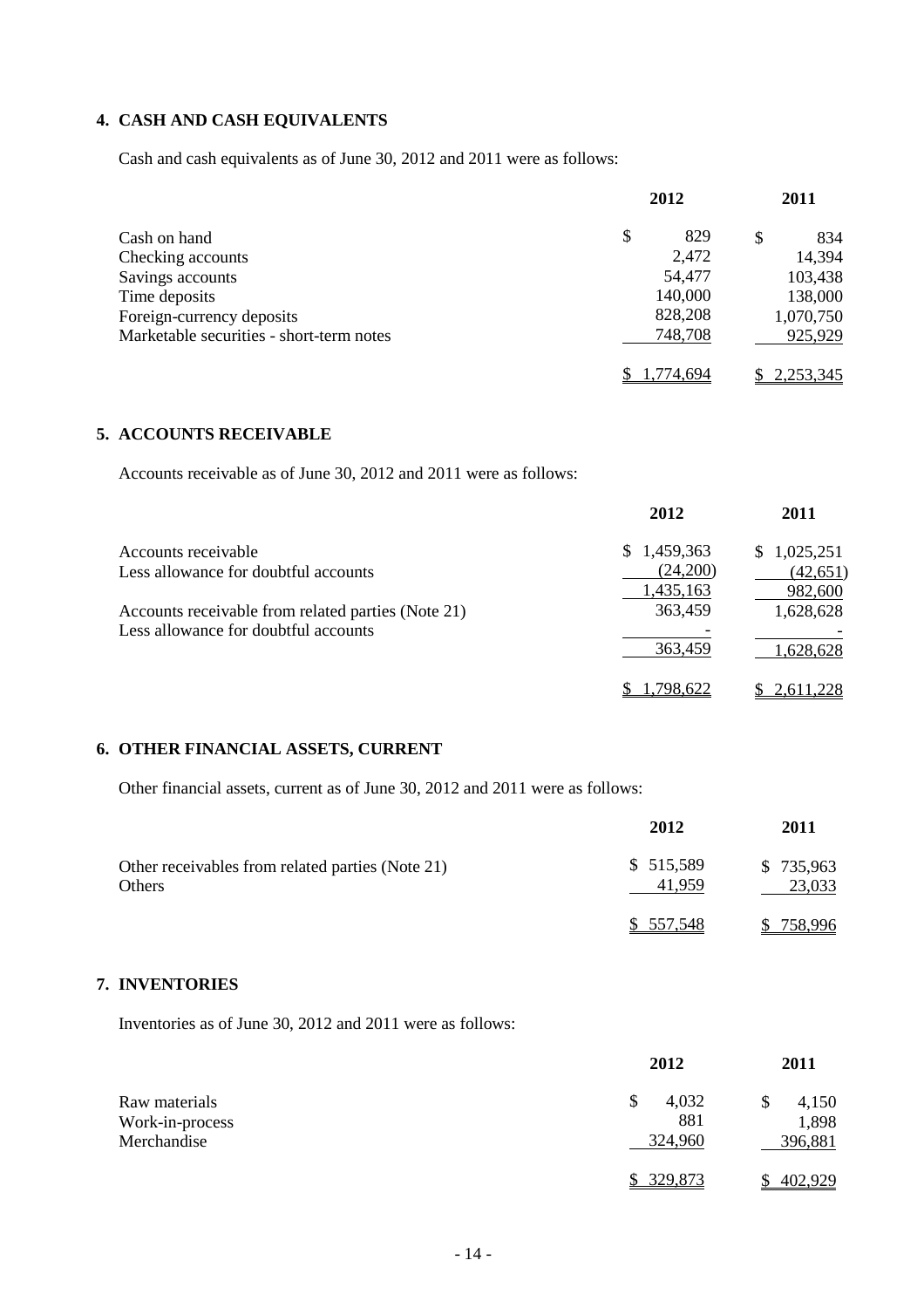### 4. CASH AND CASH EQUIVALENTS

Cash and cash equivalents as of June 30, 2012 and 2011 were as follows:

| | 2012 | 2011 |
|---|---|---|
| Cash on hand | $ 829 | $ 834 |
| Checking accounts | 2,472 | 14,394 |
| Savings accounts | 54,477 | 103,438 |
| Time deposits | 140,000 | 138,000 |
| Foreign-currency deposits | 828,208 | 1,070,750 |
| Marketable securities - short-term notes | 748,708 | 925,929 |
| | $ 1,774,694 | $ 2,253,345 |

### 5. ACCOUNTS RECEIVABLE

Accounts receivable as of June 30, 2012 and 2011 were as follows:

| | 2012 | 2011 |
|---|---|---|
| Accounts receivable | $ 1,459,363 | $ 1,025,251 |
| Less allowance for doubtful accounts | (24,200) | (42,651) |
| | 1,435,163 | 982,600 |
| Accounts receivable from related parties (Note 21) | 363,459 | 1,628,628 |
| Less allowance for doubtful accounts | - | - |
| | 363,459 | 1,628,628 |
| | $ 1,798,622 | $ 2,611,228 |

### 6. OTHER FINANCIAL ASSETS, CURRENT

Other financial assets, current as of June 30, 2012 and 2011 were as follows:

| | 2012 | 2011 |
|---|---|---|
| Other receivables from related parties (Note 21) | $ 515,589 | $ 735,963 |
| Others | 41,959 | 23,033 |
| | $ 557,548 | $ 758,996 |

### 7. INVENTORIES

Inventories as of June 30, 2012 and 2011 were as follows:

| | 2012 | 2011 |
|---|---|---|
| Raw materials | $ 4,032 | $ 4,150 |
| Work-in-process | 881 | 1,898 |
| Merchandise | 324,960 | 396,881 |
| | $ 329,873 | $ 402,929 |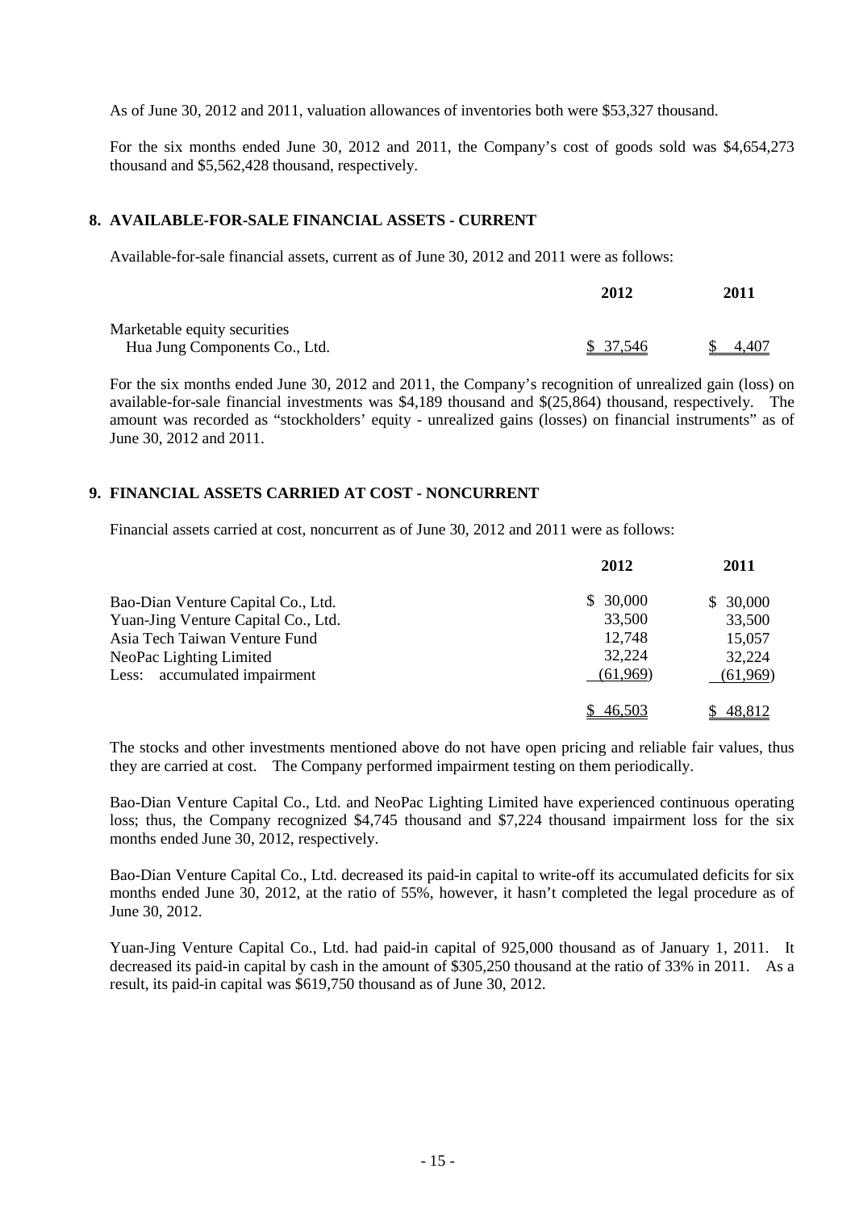As of June 30, 2012 and 2011, valuation allowances of inventories both were $53,327 thousand.

For the six months ended June 30, 2012 and 2011, the Company's cost of goods sold was $4,654,273 thousand and $5,562,428 thousand, respectively.

## 8. AVAILABLE-FOR-SALE FINANCIAL ASSETS - CURRENT

Available-for-sale financial assets, current as of June 30, 2012 and 2011 were as follows:

| | 2012 | 2011 |
|---|---|---|
| Marketable equity securities | | |
| Hua Jung Components Co., Ltd. | $ 37,546 | $ 4,407 |

For the six months ended June 30, 2012 and 2011, the Company's recognition of unrealized gain (loss) on available-for-sale financial investments was $4,189 thousand and $(25,864) thousand, respectively. The amount was recorded as "stockholders' equity - unrealized gains (losses) on financial instruments" as of June 30, 2012 and 2011.

## 9. FINANCIAL ASSETS CARRIED AT COST - NONCURRENT

Financial assets carried at cost, noncurrent as of June 30, 2012 and 2011 were as follows:

| | 2012 | 2011 |
|---|---|---|
| Bao-Dian Venture Capital Co., Ltd. | $ 30,000 | $ 30,000 |
| Yuan-Jing Venture Capital Co., Ltd. | 33,500 | 33,500 |
| Asia Tech Taiwan Venture Fund | 12,748 | 15,057 |
| NeoPac Lighting Limited | 32,224 | 32,224 |
| Less: accumulated impairment | (61,969) | (61,969) |
| | $ 46,503 | $ 48,812 |

The stocks and other investments mentioned above do not have open pricing and reliable fair values, thus they are carried at cost. The Company performed impairment testing on them periodically.

Bao-Dian Venture Capital Co., Ltd. and NeoPac Lighting Limited have experienced continuous operating loss; thus, the Company recognized $4,745 thousand and $7,224 thousand impairment loss for the six months ended June 30, 2012, respectively.

Bao-Dian Venture Capital Co., Ltd. decreased its paid-in capital to write-off its accumulated deficits for six months ended June 30, 2012, at the ratio of 55%, however, it hasn't completed the legal procedure as of June 30, 2012.

Yuan-Jing Venture Capital Co., Ltd. had paid-in capital of 925,000 thousand as of January 1, 2011. It decreased its paid-in capital by cash in the amount of $305,250 thousand at the ratio of 33% in 2011. As a result, its paid-in capital was $619,750 thousand as of June 30, 2012.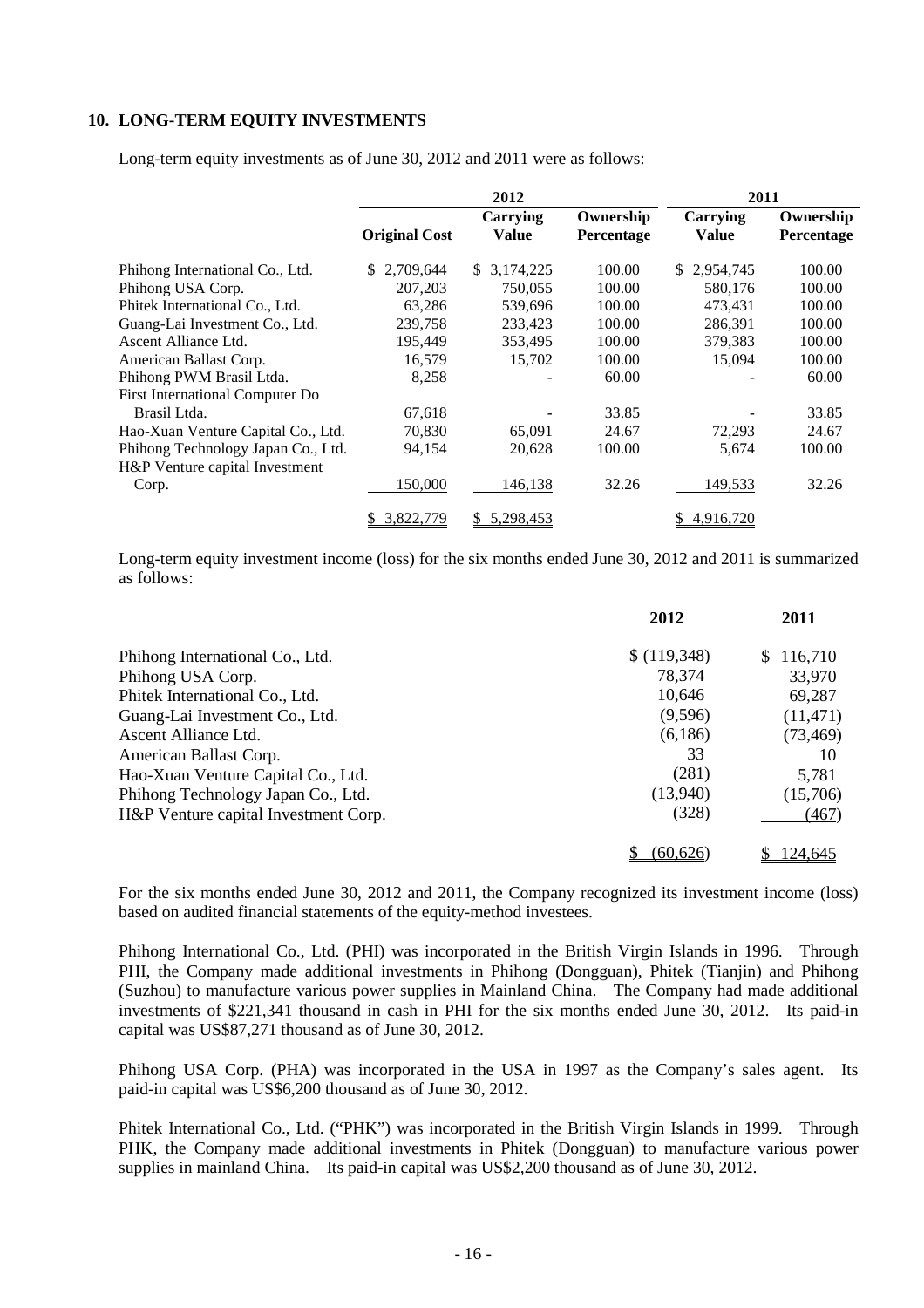## 10. LONG-TERM EQUITY INVESTMENTS

Long-term equity investments as of June 30, 2012 and 2011 were as follows:

| | 2012 | | | 2011 | |
|---|---|---|---|---|---|
| | Original Cost | Carrying Value | Ownership Percentage | Carrying Value | Ownership Percentage |
| Phihong International Co., Ltd. | $ 2,709,644 | $ 3,174,225 | 100.00 | $ 2,954,745 | 100.00 |
| Phihong USA Corp. | 207,203 | 750,055 | 100.00 | 580,176 | 100.00 |
| Phitek International Co., Ltd. | 63,286 | 539,696 | 100.00 | 473,431 | 100.00 |
| Guang-Lai Investment Co., Ltd. | 239,758 | 233,423 | 100.00 | 286,391 | 100.00 |
| Ascent Alliance Ltd. | 195,449 | 353,495 | 100.00 | 379,383 | 100.00 |
| American Ballast Corp. | 16,579 | 15,702 | 100.00 | 15,094 | 100.00 |
| Phihong PWM Brasil Ltda. | 8,258 | - | 60.00 | - | 60.00 |
| First International Computer Do Brasil Ltda. | 67,618 | - | 33.85 | - | 33.85 |
| Hao-Xuan Venture Capital Co., Ltd. | 70,830 | 65,091 | 24.67 | 72,293 | 24.67 |
| Phihong Technology Japan Co., Ltd. | 94,154 | 20,628 | 100.00 | 5,674 | 100.00 |
| H&P Venture capital Investment Corp. | 150,000 | 146,138 | 32.26 | 149,533 | 32.26 |
| | $ 3,822,779 | $ 5,298,453 | | $ 4,916,720 | |

Long-term equity investment income (loss) for the six months ended June 30, 2012 and 2011 is summarized as follows:

| | 2012 | 2011 |
|---|---|---|
| Phihong International Co., Ltd. | $ (119,348) | $ 116,710 |
| Phihong USA Corp. | 78,374 | 33,970 |
| Phitek International Co., Ltd. | 10,646 | 69,287 |
| Guang-Lai Investment Co., Ltd. | (9,596) | (11,471) |
| Ascent Alliance Ltd. | (6,186) | (73,469) |
| American Ballast Corp. | 33 | 10 |
| Hao-Xuan Venture Capital Co., Ltd. | (281) | 5,781 |
| Phihong Technology Japan Co., Ltd. | (13,940) | (15,706) |
| H&P Venture capital Investment Corp. | (328) | (467) |
| | $ (60,626) | $ 124,645 |

For the six months ended June 30, 2012 and 2011, the Company recognized its investment income (loss) based on audited financial statements of the equity-method investees.

Phihong International Co., Ltd. (PHI) was incorporated in the British Virgin Islands in 1996. Through PHI, the Company made additional investments in Phihong (Dongguan), Phitek (Tianjin) and Phihong (Suzhou) to manufacture various power supplies in Mainland China. The Company had made additional investments of $221,341 thousand in cash in PHI for the six months ended June 30, 2012. Its paid-in capital was US$87,271 thousand as of June 30, 2012.

Phihong USA Corp. (PHA) was incorporated in the USA in 1997 as the Company's sales agent. Its paid-in capital was US$6,200 thousand as of June 30, 2012.

Phitek International Co., Ltd. ("PHK") was incorporated in the British Virgin Islands in 1999. Through PHK, the Company made additional investments in Phitek (Dongguan) to manufacture various power supplies in mainland China. Its paid-in capital was US$2,200 thousand as of June 30, 2012.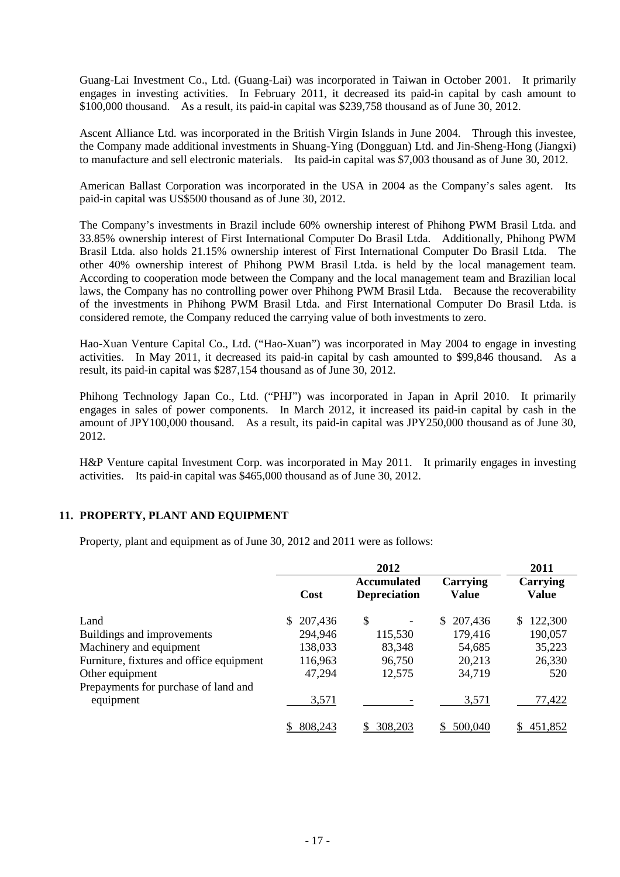Guang-Lai Investment Co., Ltd. (Guang-Lai) was incorporated in Taiwan in October 2001. It primarily engages in investing activities. In February 2011, it decreased its paid-in capital by cash amount to $100,000 thousand. As a result, its paid-in capital was $239,758 thousand as of June 30, 2012.

Ascent Alliance Ltd. was incorporated in the British Virgin Islands in June 2004. Through this investee, the Company made additional investments in Shuang-Ying (Dongguan) Ltd. and Jin-Sheng-Hong (Jiangxi) to manufacture and sell electronic materials. Its paid-in capital was $7,003 thousand as of June 30, 2012.

American Ballast Corporation was incorporated in the USA in 2004 as the Company's sales agent. Its paid-in capital was US$500 thousand as of June 30, 2012.

The Company's investments in Brazil include 60% ownership interest of Phihong PWM Brasil Ltda. and 33.85% ownership interest of First International Computer Do Brasil Ltda. Additionally, Phihong PWM Brasil Ltda. also holds 21.15% ownership interest of First International Computer Do Brasil Ltda. The other 40% ownership interest of Phihong PWM Brasil Ltda. is held by the local management team. According to cooperation mode between the Company and the local management team and Brazilian local laws, the Company has no controlling power over Phihong PWM Brasil Ltda. Because the recoverability of the investments in Phihong PWM Brasil Ltda. and First International Computer Do Brasil Ltda. is considered remote, the Company reduced the carrying value of both investments to zero.

Hao-Xuan Venture Capital Co., Ltd. ("Hao-Xuan") was incorporated in May 2004 to engage in investing activities. In May 2011, it decreased its paid-in capital by cash amounted to $99,846 thousand. As a result, its paid-in capital was $287,154 thousand as of June 30, 2012.

Phihong Technology Japan Co., Ltd. ("PHJ") was incorporated in Japan in April 2010. It primarily engages in sales of power components. In March 2012, it increased its paid-in capital by cash in the amount of JPY100,000 thousand. As a result, its paid-in capital was JPY250,000 thousand as of June 30, 2012.

H&P Venture capital Investment Corp. was incorporated in May 2011. It primarily engages in investing activities. Its paid-in capital was $465,000 thousand as of June 30, 2012.

## 11. PROPERTY, PLANT AND EQUIPMENT

Property, plant and equipment as of June 30, 2012 and 2011 were as follows:

| | 2012 | | | 2011 |
|---|---|---|---|---|
| | Cost | Accumulated Depreciation | Carrying Value | Carrying Value |
| Land | $ 207,436 | $ - | $ 207,436 | $ 122,300 |
| Buildings and improvements | 294,946 | 115,530 | 179,416 | 190,057 |
| Machinery and equipment | 138,033 | 83,348 | 54,685 | 35,223 |
| Furniture, fixtures and office equipment | 116,963 | 96,750 | 20,213 | 26,330 |
| Other equipment | 47,294 | 12,575 | 34,719 | 520 |
| Prepayments for purchase of land and equipment | 3,571 | - | 3,571 | 77,422 |
| | $ 808,243 | $ 308,203 | $ 500,040 | $ 451,852 |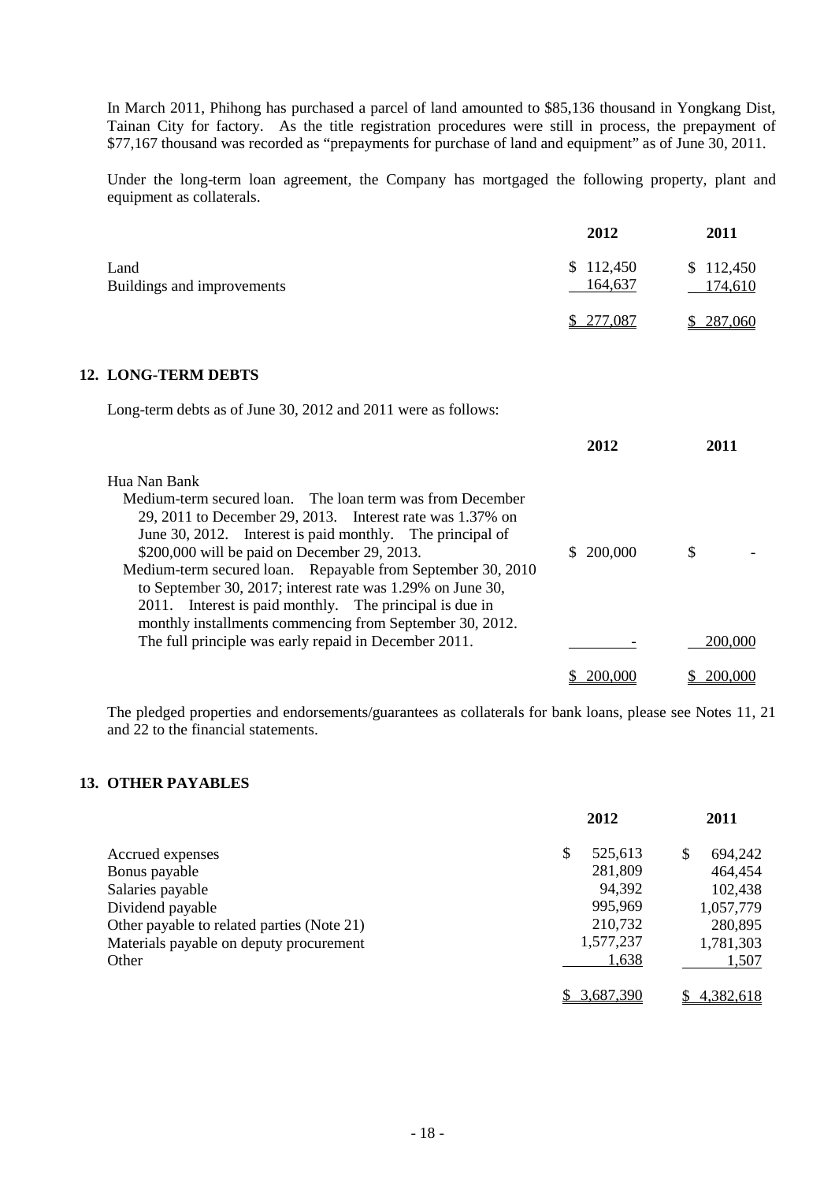In March 2011, Phihong has purchased a parcel of land amounted to $85,136 thousand in Yongkang Dist, Tainan City for factory. As the title registration procedures were still in process, the prepayment of $77,167 thousand was recorded as "prepayments for purchase of land and equipment" as of June 30, 2011.

Under the long-term loan agreement, the Company has mortgaged the following property, plant and equipment as collaterals.

| | 2012 | 2011 |
|---|---|---|
| Land | $ 112,450 | $ 112,450 |
| Buildings and improvements | 164,637 | 174,610 |
| | $ 277,087 | $ 287,060 |

## 12. LONG-TERM DEBTS

Long-term debts as of June 30, 2012 and 2011 were as follows:

| | 2012 | 2011 |
|---|---|---|
| Hua Nan Bank | | |
| Medium-term secured loan. The loan term was from December 29, 2011 to December 29, 2013. Interest rate was 1.37% on June 30, 2012. Interest is paid monthly. The principal of $200,000 will be paid on December 29, 2013. | $ 200,000 | $ - |
| Medium-term secured loan. Repayable from September 30, 2010 to September 30, 2017; interest rate was 1.29% on June 30, 2011. Interest is paid monthly. The principal is due in monthly installments commencing from September 30, 2012. The full principle was early repaid in December 2011. | - | 200,000 |
| | $ 200,000 | $ 200,000 |

The pledged properties and endorsements/guarantees as collaterals for bank loans, please see Notes 11, 21 and 22 to the financial statements.

## 13. OTHER PAYABLES

| | 2012 | 2011 |
|---|---|---|
| Accrued expenses | $ 525,613 | $ 694,242 |
| Bonus payable | 281,809 | 464,454 |
| Salaries payable | 94,392 | 102,438 |
| Dividend payable | 995,969 | 1,057,779 |
| Other payable to related parties (Note 21) | 210,732 | 280,895 |
| Materials payable on deputy procurement | 1,577,237 | 1,781,303 |
| Other | 1,638 | 1,507 |
| | $ 3,687,390 | $ 4,382,618 |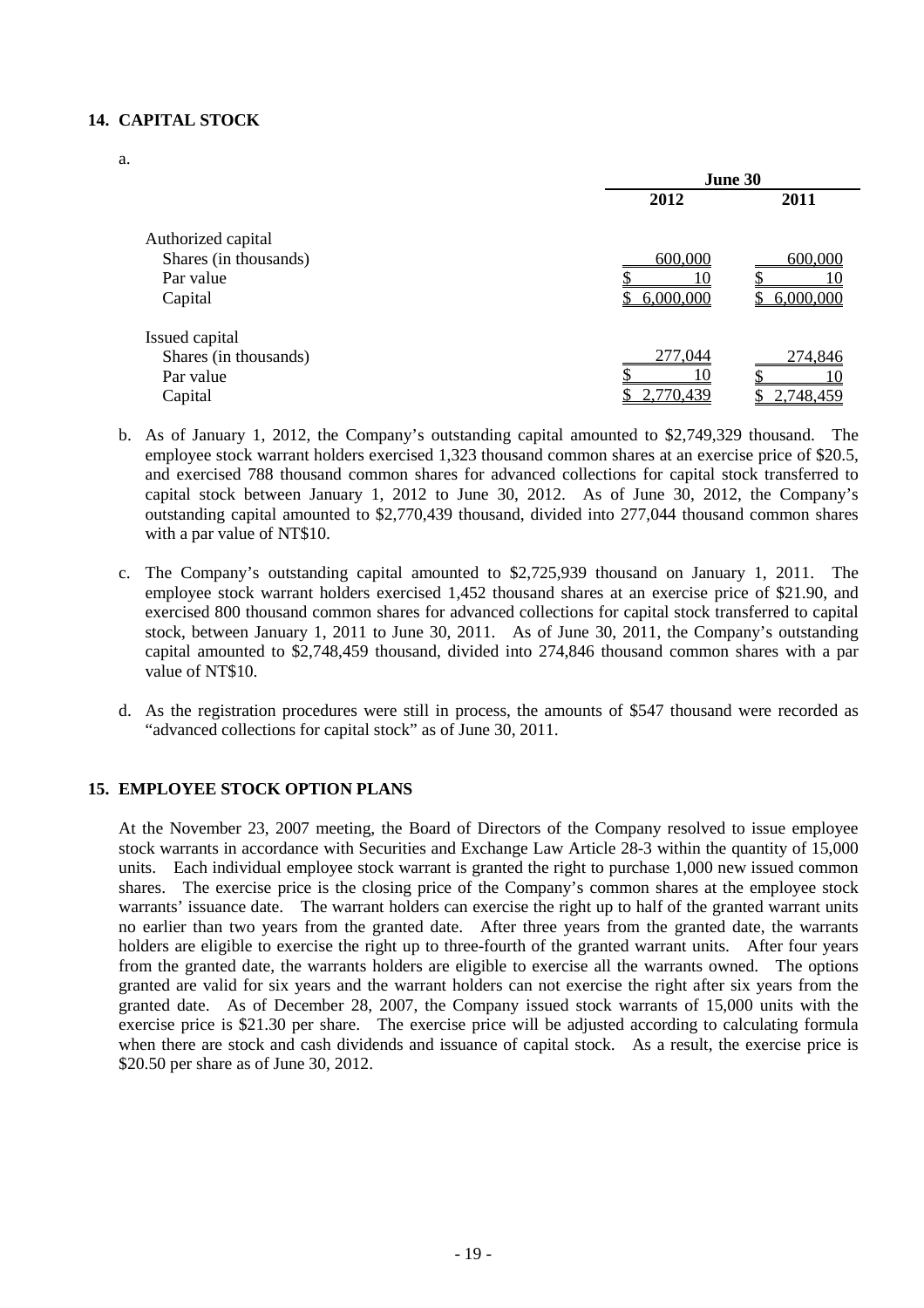## 14. CAPITAL STOCK

a.

| | June 30 | |
|---|---|---|
| | 2012 | 2011 |
| Authorized capital | | |
| Shares (in thousands) | 600,000 | 600,000 |
| Par value | $ 10 | $ 10 |
| Capital | $ 6,000,000 | $ 6,000,000 |
| Issued capital | | |
| Shares (in thousands) | 277,044 | 274,846 |
| Par value | $ 10 | $ 10 |
| Capital | $ 2,770,439 | $ 2,748,459 |

b. As of January 1, 2012, the Company's outstanding capital amounted to $2,749,329 thousand. The employee stock warrant holders exercised 1,323 thousand common shares at an exercise price of $20.5, and exercised 788 thousand common shares for advanced collections for capital stock transferred to capital stock between January 1, 2012 to June 30, 2012. As of June 30, 2012, the Company's outstanding capital amounted to $2,770,439 thousand, divided into 277,044 thousand common shares with a par value of NT$10.

c. The Company's outstanding capital amounted to $2,725,939 thousand on January 1, 2011. The employee stock warrant holders exercised 1,452 thousand shares at an exercise price of $21.90, and exercised 800 thousand common shares for advanced collections for capital stock transferred to capital stock, between January 1, 2011 to June 30, 2011. As of June 30, 2011, the Company's outstanding capital amounted to $2,748,459 thousand, divided into 274,846 thousand common shares with a par value of NT$10.

d. As the registration procedures were still in process, the amounts of $547 thousand were recorded as "advanced collections for capital stock" as of June 30, 2011.

## 15. EMPLOYEE STOCK OPTION PLANS

At the November 23, 2007 meeting, the Board of Directors of the Company resolved to issue employee stock warrants in accordance with Securities and Exchange Law Article 28-3 within the quantity of 15,000 units. Each individual employee stock warrant is granted the right to purchase 1,000 new issued common shares. The exercise price is the closing price of the Company's common shares at the employee stock warrants' issuance date. The warrant holders can exercise the right up to half of the granted warrant units no earlier than two years from the granted date. After three years from the granted date, the warrants holders are eligible to exercise the right up to three-fourth of the granted warrant units. After four years from the granted date, the warrants holders are eligible to exercise all the warrants owned. The options granted are valid for six years and the warrant holders can not exercise the right after six years from the granted date. As of December 28, 2007, the Company issued stock warrants of 15,000 units with the exercise price is $21.30 per share. The exercise price will be adjusted according to calculating formula when there are stock and cash dividends and issuance of capital stock. As a result, the exercise price is $20.50 per share as of June 30, 2012.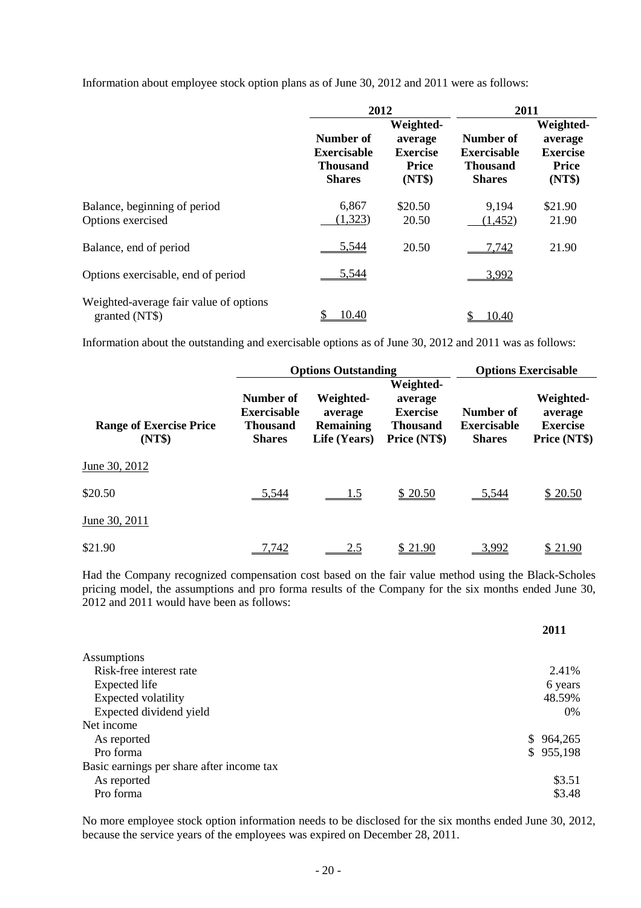Information about employee stock option plans as of June 30, 2012 and 2011 were as follows:

| | 2012 | | 2011 | |
|---|---|---|---|---|
| | Number of Exercisable Thousand Shares | Weighted-average Exercise Price (NT$) | Number of Exercisable Thousand Shares | Weighted-average Exercise Price (NT$) |
| Balance, beginning of period | 6,867 | $20.50 | 9,194 | $21.90 |
| Options exercised | (1,323) | 20.50 | (1,452) | 21.90 |
| Balance, end of period | 5,544 | 20.50 | 7,742 | 21.90 |
| Options exercisable, end of period | 5,544 | | 3,992 | |
| Weighted-average fair value of options granted (NT$) | $ 10.40 | | $ 10.40 | |

Information about the outstanding and exercisable options as of June 30, 2012 and 2011 was as follows:

| | Options Outstanding | | | Options Exercisable | |
|---|---|---|---|---|---|
| Range of Exercise Price (NT$) | Number of Exercisable Thousand Shares | Weighted-average Remaining Life (Years) | Weighted-average Exercise Thousand Price (NT$) | Number of Exercisable Shares | Weighted-average Exercise Price (NT$) |
| June 30, 2012 | | | | | |
| $20.50 | 5,544 | 1.5 | $ 20.50 | 5,544 | $ 20.50 |
| June 30, 2011 | | | | | |
| $21.90 | 7,742 | 2.5 | $ 21.90 | 3,992 | $ 21.90 |

Had the Company recognized compensation cost based on the fair value method using the Black-Scholes pricing model, the assumptions and pro forma results of the Company for the six months ended June 30, 2012 and 2011 would have been as follows:

| | 2011 |
|---|---|
| Assumptions | |
| Risk-free interest rate | 2.41% |
| Expected life | 6 years |
| Expected volatility | 48.59% |
| Expected dividend yield | 0% |
| Net income | |
| As reported | $ 964,265 |
| Pro forma | $ 955,198 |
| Basic earnings per share after income tax | |
| As reported | $3.51 |
| Pro forma | $3.48 |

No more employee stock option information needs to be disclosed for the six months ended June 30, 2012, because the service years of the employees was expired on December 28, 2011.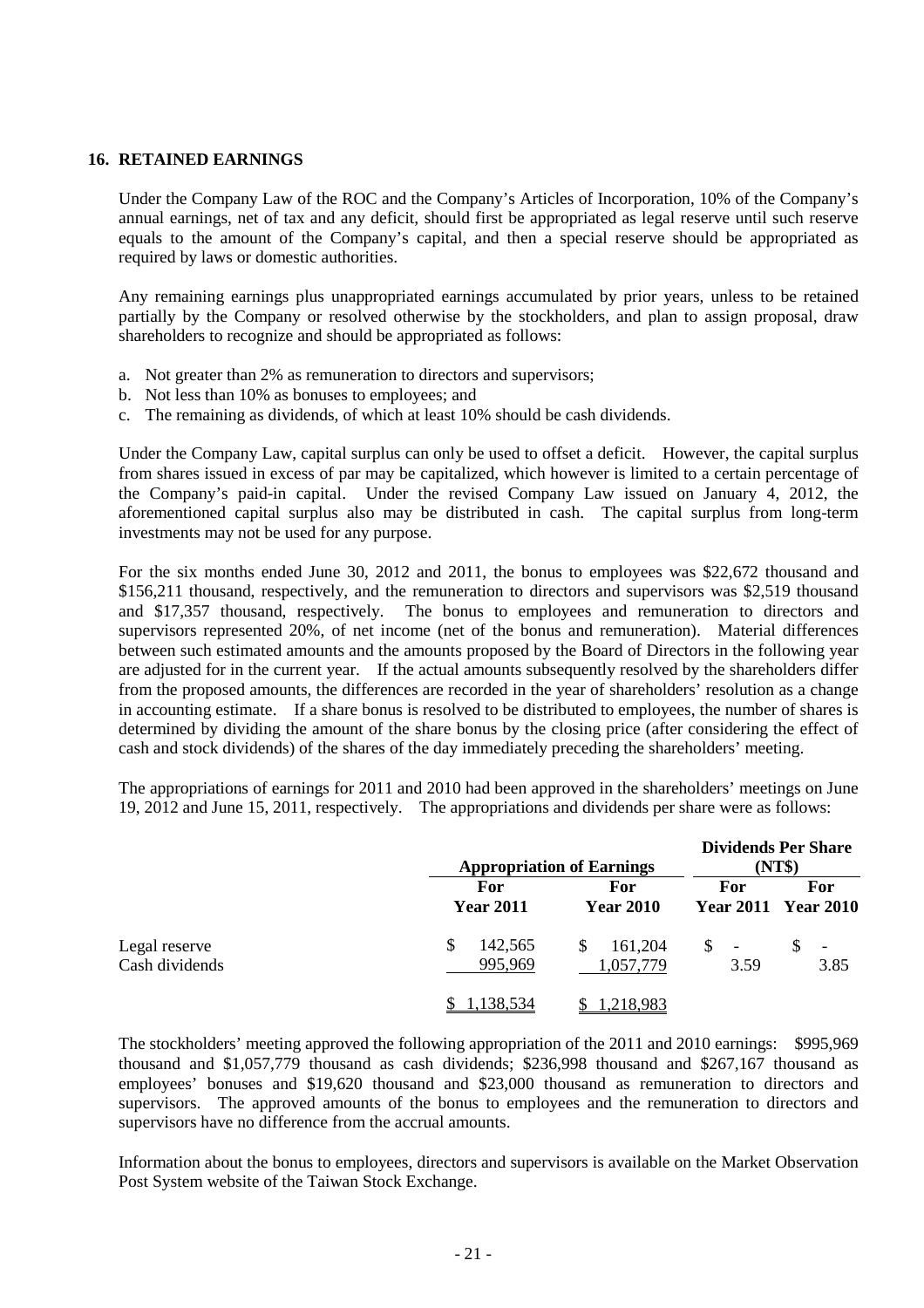## 16. RETAINED EARNINGS

Under the Company Law of the ROC and the Company's Articles of Incorporation, 10% of the Company's annual earnings, net of tax and any deficit, should first be appropriated as legal reserve until such reserve equals to the amount of the Company's capital, and then a special reserve should be appropriated as required by laws or domestic authorities.

Any remaining earnings plus unappropriated earnings accumulated by prior years, unless to be retained partially by the Company or resolved otherwise by the stockholders, and plan to assign proposal, draw shareholders to recognize and should be appropriated as follows:

a. Not greater than 2% as remuneration to directors and supervisors;
b. Not less than 10% as bonuses to employees; and
c. The remaining as dividends, of which at least 10% should be cash dividends.

Under the Company Law, capital surplus can only be used to offset a deficit. However, the capital surplus from shares issued in excess of par may be capitalized, which however is limited to a certain percentage of the Company's paid-in capital. Under the revised Company Law issued on January 4, 2012, the aforementioned capital surplus also may be distributed in cash. The capital surplus from long-term investments may not be used for any purpose.

For the six months ended June 30, 2012 and 2011, the bonus to employees was $22,672 thousand and $156,211 thousand, respectively, and the remuneration to directors and supervisors was $2,519 thousand and $17,357 thousand, respectively. The bonus to employees and remuneration to directors and supervisors represented 20%, of net income (net of the bonus and remuneration). Material differences between such estimated amounts and the amounts proposed by the Board of Directors in the following year are adjusted for in the current year. If the actual amounts subsequently resolved by the shareholders differ from the proposed amounts, the differences are recorded in the year of shareholders' resolution as a change in accounting estimate. If a share bonus is resolved to be distributed to employees, the number of shares is determined by dividing the amount of the share bonus by the closing price (after considering the effect of cash and stock dividends) of the shares of the day immediately preceding the shareholders' meeting.

The appropriations of earnings for 2011 and 2010 had been approved in the shareholders' meetings on June 19, 2012 and June 15, 2011, respectively. The appropriations and dividends per share were as follows:

| | Appropriation of Earnings | | Dividends Per Share (NT$) | |
|---|---|---|---|---|
| | For Year 2011 | For Year 2010 | For Year 2011 | For Year 2010 |
| Legal reserve | $ 142,565 | $ 161,204 | $ - | $ - |
| Cash dividends | 995,969 | 1,057,779 | 3.59 | 3.85 |
| | $ 1,138,534 | $ 1,218,983 | | |

The stockholders' meeting approved the following appropriation of the 2011 and 2010 earnings: $995,969 thousand and $1,057,779 thousand as cash dividends; $236,998 thousand and $267,167 thousand as employees' bonuses and $19,620 thousand and $23,000 thousand as remuneration to directors and supervisors. The approved amounts of the bonus to employees and the remuneration to directors and supervisors have no difference from the accrual amounts.

Information about the bonus to employees, directors and supervisors is available on the Market Observation Post System website of the Taiwan Stock Exchange.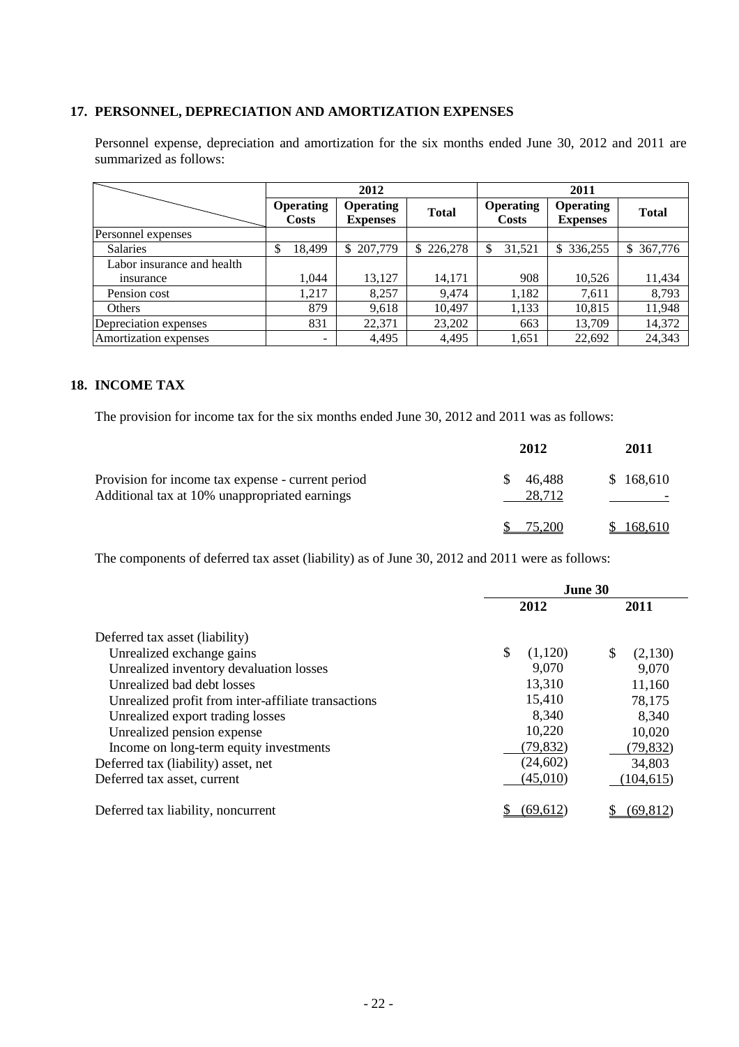## 17. PERSONNEL, DEPRECIATION AND AMORTIZATION EXPENSES

Personnel expense, depreciation and amortization for the six months ended June 30, 2012 and 2011 are summarized as follows:

| | 2012 | | | 2011 | | |
|---|---|---|---|---|---|---|
| | **Operating Costs** | **Operating Expenses** | **Total** | **Operating Costs** | **Operating Expenses** | **Total** |
| Personnel expenses | | | | | | |
| Salaries | $ 18,499 | $ 207,779 | $ 226,278 | $ 31,521 | $ 336,255 | $ 367,776 |
| Labor insurance and health insurance | 1,044 | 13,127 | 14,171 | 908 | 10,526 | 11,434 |
| Pension cost | 1,217 | 8,257 | 9,474 | 1,182 | 7,611 | 8,793 |
| Others | 879 | 9,618 | 10,497 | 1,133 | 10,815 | 11,948 |
| Depreciation expenses | 831 | 22,371 | 23,202 | 663 | 13,709 | 14,372 |
| Amortization expenses | - | 4,495 | 4,495 | 1,651 | 22,692 | 24,343 |

## 18. INCOME TAX

The provision for income tax for the six months ended June 30, 2012 and 2011 was as follows:

| | 2012 | 2011 |
|---|---|---|
| Provision for income tax expense - current period | $ 46,488 | $ 168,610 |
| Additional tax at 10% unappropriated earnings | 28,712 | - |
| | $ 75,200 | $ 168,610 |

The components of deferred tax asset (liability) as of June 30, 2012 and 2011 were as follows:

| | June 30 | |
|---|---|---|
| | **2012** | **2011** |
| Deferred tax asset (liability) | | |
| Unrealized exchange gains | $ (1,120) | $ (2,130) |
| Unrealized inventory devaluation losses | 9,070 | 9,070 |
| Unrealized bad debt losses | 13,310 | 11,160 |
| Unrealized profit from inter-affiliate transactions | 15,410 | 78,175 |
| Unrealized export trading losses | 8,340 | 8,340 |
| Unrealized pension expense | 10,220 | 10,020 |
| Income on long-term equity investments | (79,832) | (79,832) |
| Deferred tax (liability) asset, net | (24,602) | 34,803 |
| Deferred tax asset, current | (45,010) | (104,615) |
| Deferred tax liability, noncurrent | $ (69,612) | $ (69,812) |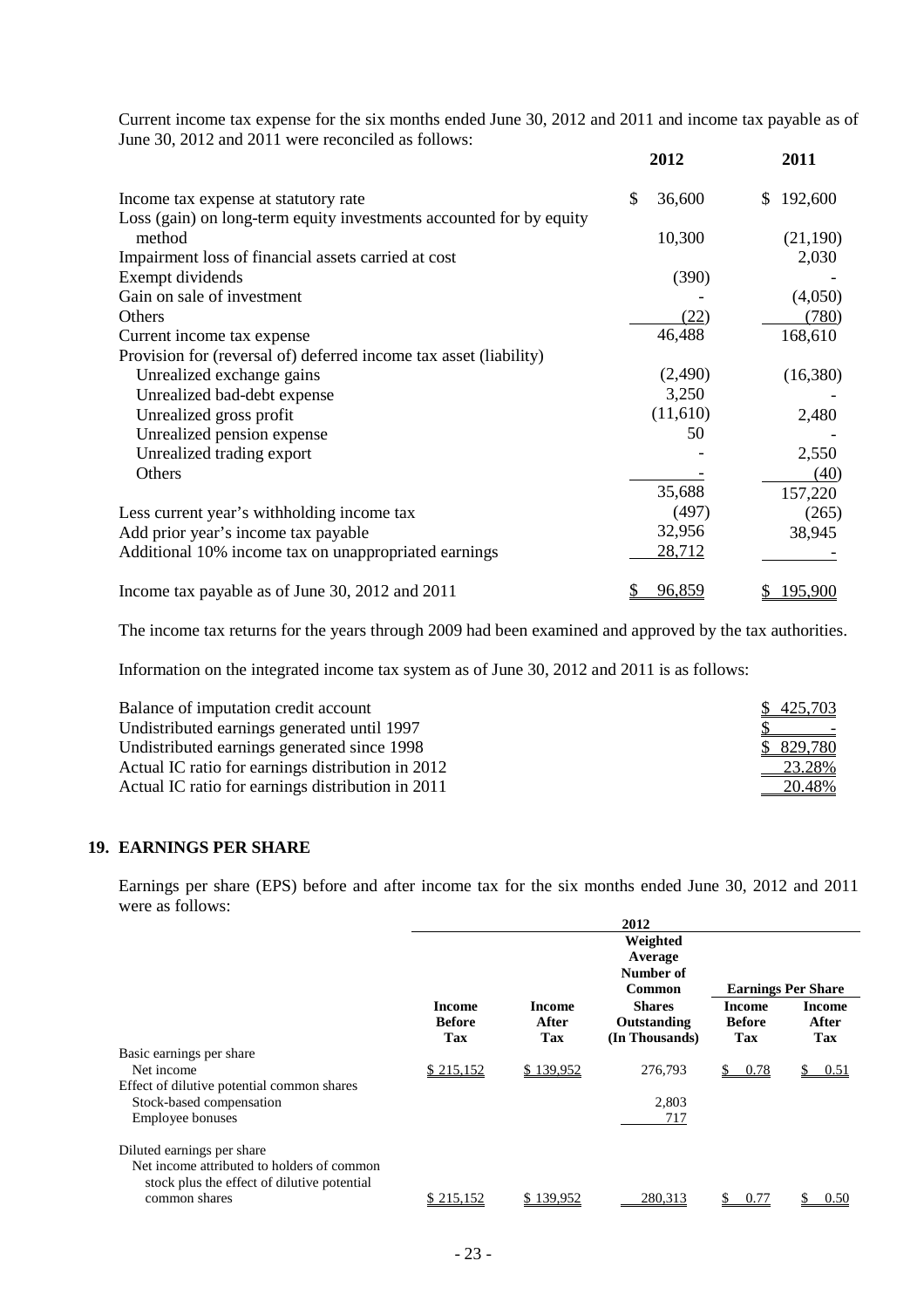Current income tax expense for the six months ended June 30, 2012 and 2011 and income tax payable as of June 30, 2012 and 2011 were reconciled as follows:

| | 2012 | 2011 |
|---|---|---|
| Income tax expense at statutory rate | $ 36,600 | $ 192,600 |
| Loss (gain) on long-term equity investments accounted for by equity method | 10,300 | (21,190) |
| Impairment loss of financial assets carried at cost | | 2,030 |
| Exempt dividends | (390) | - |
| Gain on sale of investment | - | (4,050) |
| Others | (22) | (780) |
| Current income tax expense | 46,488 | 168,610 |
| Provision for (reversal of) deferred income tax asset (liability) | | |
| Unrealized exchange gains | (2,490) | (16,380) |
| Unrealized bad-debt expense | 3,250 | - |
| Unrealized gross profit | (11,610) | 2,480 |
| Unrealized pension expense | 50 | - |
| Unrealized trading export | - | 2,550 |
| Others | - | (40) |
| | 35,688 | 157,220 |
| Less current year's withholding income tax | (497) | (265) |
| Add prior year's income tax payable | 32,956 | 38,945 |
| Additional 10% income tax on unappropriated earnings | 28,712 | - |
| Income tax payable as of June 30, 2012 and 2011 | $ 96,859 | $ 195,900 |

The income tax returns for the years through 2009 had been examined and approved by the tax authorities.

Information on the integrated income tax system as of June 30, 2012 and 2011 is as follows:

| | |
|---|---|
| Balance of imputation credit account | $ 425,703 |
| Undistributed earnings generated until 1997 | $ - |
| Undistributed earnings generated since 1998 | $ 829,780 |
| Actual IC ratio for earnings distribution in 2012 | 23.28% |
| Actual IC ratio for earnings distribution in 2011 | 20.48% |

## 19. EARNINGS PER SHARE

Earnings per share (EPS) before and after income tax for the six months ended June 30, 2012 and 2011 were as follows:

| | 2012 | | | | |
|---|---|---|---|---|---|
| | Income Before Tax | Income After Tax | Weighted Average Number of Common Shares Outstanding (In Thousands) | Earnings Per Share Income Before Tax | Earnings Per Share Income After Tax |
| Basic earnings per share | | | | | |
| Net income | $ 215,152 | $ 139,952 | 276,793 | $ 0.78 | $ 0.51 |
| Effect of dilutive potential common shares | | | | | |
| Stock-based compensation | | | 2,803 | | |
| Employee bonuses | | | 717 | | |
| Diluted earnings per share | | | | | |
| Net income attributed to holders of common stock plus the effect of dilutive potential common shares | $ 215,152 | $ 139,952 | 280,313 | $ 0.77 | $ 0.50 |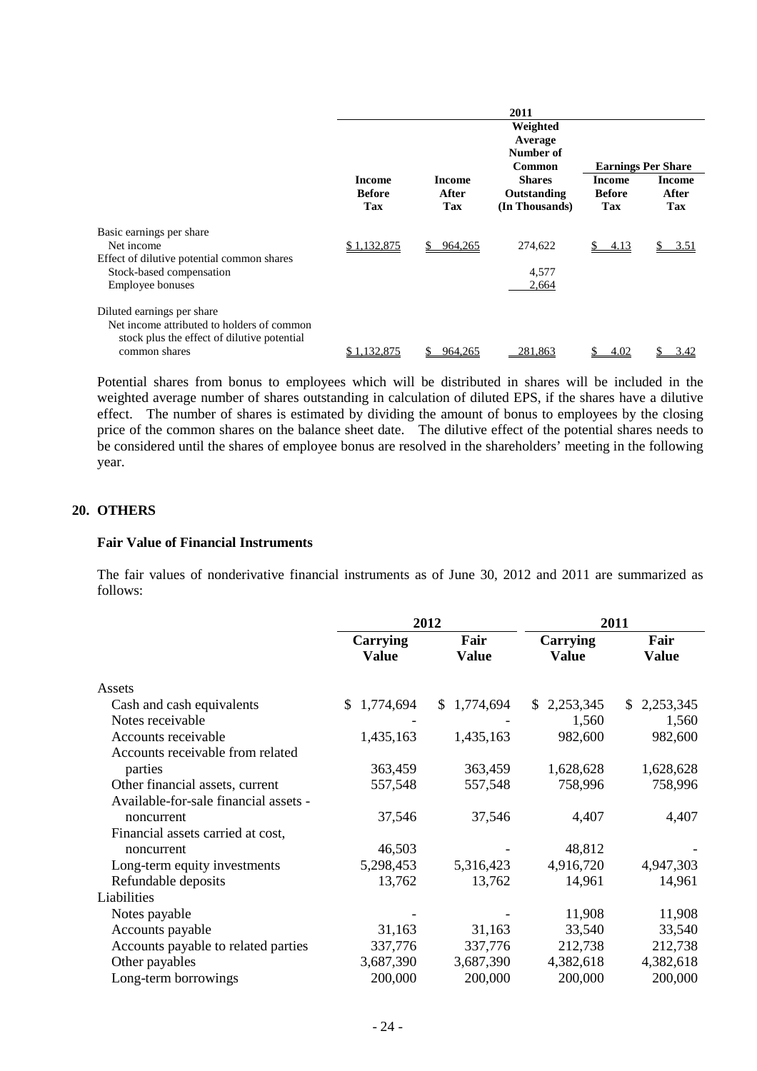| | 2011 | | | | |
|---|---|---|---|---|---|
| | Income Before Tax | Income After Tax | Weighted Average Number of Common Shares Outstanding (In Thousands) | Earnings Per Share | |
| | | | | Income Before Tax | Income After Tax |
| Basic earnings per share | | | | | |
| Net income | $ 1,132,875 | $ 964,265 | 274,622 | $ 4.13 | $ 3.51 |
| Effect of dilutive potential common shares | | | | | |
| Stock-based compensation | | | 4,577 | | |
| Employee bonuses | | | 2,664 | | |
| Diluted earnings per share | | | | | |
| Net income attributed to holders of common stock plus the effect of dilutive potential common shares | $ 1,132,875 | $ 964,265 | 281,863 | $ 4.02 | $ 3.42 |

Potential shares from bonus to employees which will be distributed in shares will be included in the weighted average number of shares outstanding in calculation of diluted EPS, if the shares have a dilutive effect. The number of shares is estimated by dividing the amount of bonus to employees by the closing price of the common shares on the balance sheet date. The dilutive effect of the potential shares needs to be considered until the shares of employee bonus are resolved in the shareholders' meeting in the following year.

## 20. OTHERS

### Fair Value of Financial Instruments

The fair values of nonderivative financial instruments as of June 30, 2012 and 2011 are summarized as follows:

| | 2012 | | 2011 | |
|---|---|---|---|---|
| | Carrying Value | Fair Value | Carrying Value | Fair Value |
| Assets | | | | |
| Cash and cash equivalents | $ 1,774,694 | $ 1,774,694 | $ 2,253,345 | $ 2,253,345 |
| Notes receivable | - | - | 1,560 | 1,560 |
| Accounts receivable | 1,435,163 | 1,435,163 | 982,600 | 982,600 |
| Accounts receivable from related parties | 363,459 | 363,459 | 1,628,628 | 1,628,628 |
| Other financial assets, current | 557,548 | 557,548 | 758,996 | 758,996 |
| Available-for-sale financial assets - noncurrent | 37,546 | 37,546 | 4,407 | 4,407 |
| Financial assets carried at cost, noncurrent | 46,503 | - | 48,812 | - |
| Long-term equity investments | 5,298,453 | 5,316,423 | 4,916,720 | 4,947,303 |
| Refundable deposits | 13,762 | 13,762 | 14,961 | 14,961 |
| Liabilities | | | | |
| Notes payable | - | - | 11,908 | 11,908 |
| Accounts payable | 31,163 | 31,163 | 33,540 | 33,540 |
| Accounts payable to related parties | 337,776 | 337,776 | 212,738 | 212,738 |
| Other payables | 3,687,390 | 3,687,390 | 4,382,618 | 4,382,618 |
| Long-term borrowings | 200,000 | 200,000 | 200,000 | 200,000 |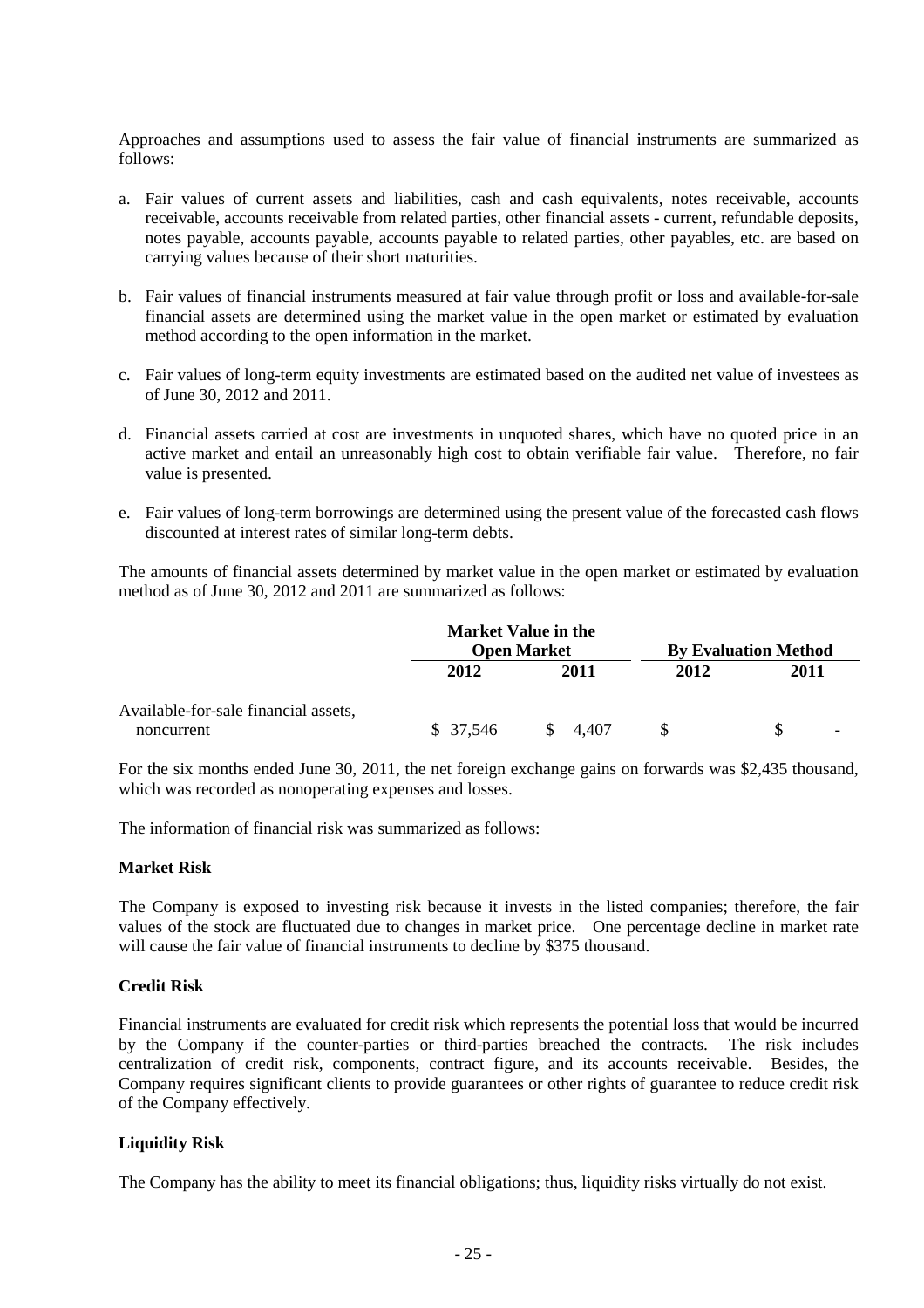Approaches and assumptions used to assess the fair value of financial instruments are summarized as follows:

a. Fair values of current assets and liabilities, cash and cash equivalents, notes receivable, accounts receivable, accounts receivable from related parties, other financial assets - current, refundable deposits, notes payable, accounts payable, accounts payable to related parties, other payables, etc. are based on carrying values because of their short maturities.

b. Fair values of financial instruments measured at fair value through profit or loss and available-for-sale financial assets are determined using the market value in the open market or estimated by evaluation method according to the open information in the market.

c. Fair values of long-term equity investments are estimated based on the audited net value of investees as of June 30, 2012 and 2011.

d. Financial assets carried at cost are investments in unquoted shares, which have no quoted price in an active market and entail an unreasonably high cost to obtain verifiable fair value. Therefore, no fair value is presented.

e. Fair values of long-term borrowings are determined using the present value of the forecasted cash flows discounted at interest rates of similar long-term debts.

The amounts of financial assets determined by market value in the open market or estimated by evaluation method as of June 30, 2012 and 2011 are summarized as follows:

| | Market Value in the Open Market | | By Evaluation Method | |
|---|---|---|---|---|
| | 2012 | 2011 | 2012 | 2011 |
| Available-for-sale financial assets, noncurrent | $ 37,546 | $ 4,407 | $ | $ - |

For the six months ended June 30, 2011, the net foreign exchange gains on forwards was $2,435 thousand, which was recorded as nonoperating expenses and losses.

The information of financial risk was summarized as follows:

**Market Risk**

The Company is exposed to investing risk because it invests in the listed companies; therefore, the fair values of the stock are fluctuated due to changes in market price. One percentage decline in market rate will cause the fair value of financial instruments to decline by $375 thousand.

**Credit Risk**

Financial instruments are evaluated for credit risk which represents the potential loss that would be incurred by the Company if the counter-parties or third-parties breached the contracts. The risk includes centralization of credit risk, components, contract figure, and its accounts receivable. Besides, the Company requires significant clients to provide guarantees or other rights of guarantee to reduce credit risk of the Company effectively.

**Liquidity Risk**

The Company has the ability to meet its financial obligations; thus, liquidity risks virtually do not exist.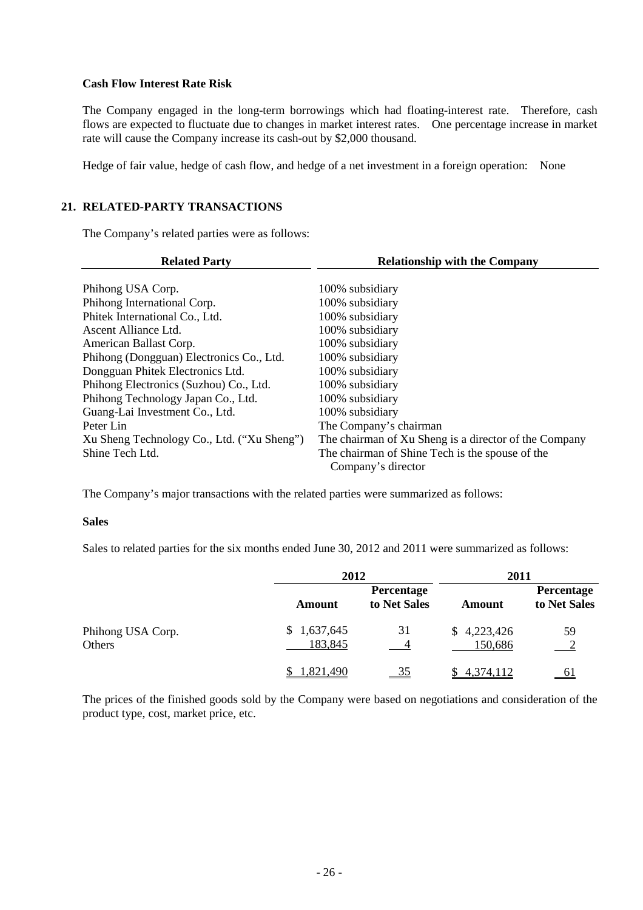**Cash Flow Interest Rate Risk**

The Company engaged in the long-term borrowings which had floating-interest rate. Therefore, cash flows are expected to fluctuate due to changes in market interest rates. One percentage increase in market rate will cause the Company increase its cash-out by $2,000 thousand.

Hedge of fair value, hedge of cash flow, and hedge of a net investment in a foreign operation: None

## 21. RELATED-PARTY TRANSACTIONS

The Company's related parties were as follows:

| Related Party | Relationship with the Company |
|---|---|
| Phihong USA Corp. | 100% subsidiary |
| Phihong International Corp. | 100% subsidiary |
| Phitek International Co., Ltd. | 100% subsidiary |
| Ascent Alliance Ltd. | 100% subsidiary |
| American Ballast Corp. | 100% subsidiary |
| Phihong (Dongguan) Electronics Co., Ltd. | 100% subsidiary |
| Dongguan Phitek Electronics Ltd. | 100% subsidiary |
| Phihong Electronics (Suzhou) Co., Ltd. | 100% subsidiary |
| Phihong Technology Japan Co., Ltd. | 100% subsidiary |
| Guang-Lai Investment Co., Ltd. | 100% subsidiary |
| Peter Lin | The Company's chairman |
| Xu Sheng Technology Co., Ltd. ("Xu Sheng") | The chairman of Xu Sheng is a director of the Company |
| Shine Tech Ltd. | The chairman of Shine Tech is the spouse of the Company's director |

The Company's major transactions with the related parties were summarized as follows:

**Sales**

Sales to related parties for the six months ended June 30, 2012 and 2011 were summarized as follows:

| | 2012 | | 2011 | |
|---|---|---|---|---|
| | Amount | Percentage to Net Sales | Amount | Percentage to Net Sales |
| Phihong USA Corp. | $ 1,637,645 | 31 | $ 4,223,426 | 59 |
| Others | 183,845 | 4 | 150,686 | 2 |
| | $ 1,821,490 | 35 | $ 4,374,112 | 61 |

The prices of the finished goods sold by the Company were based on negotiations and consideration of the product type, cost, market price, etc.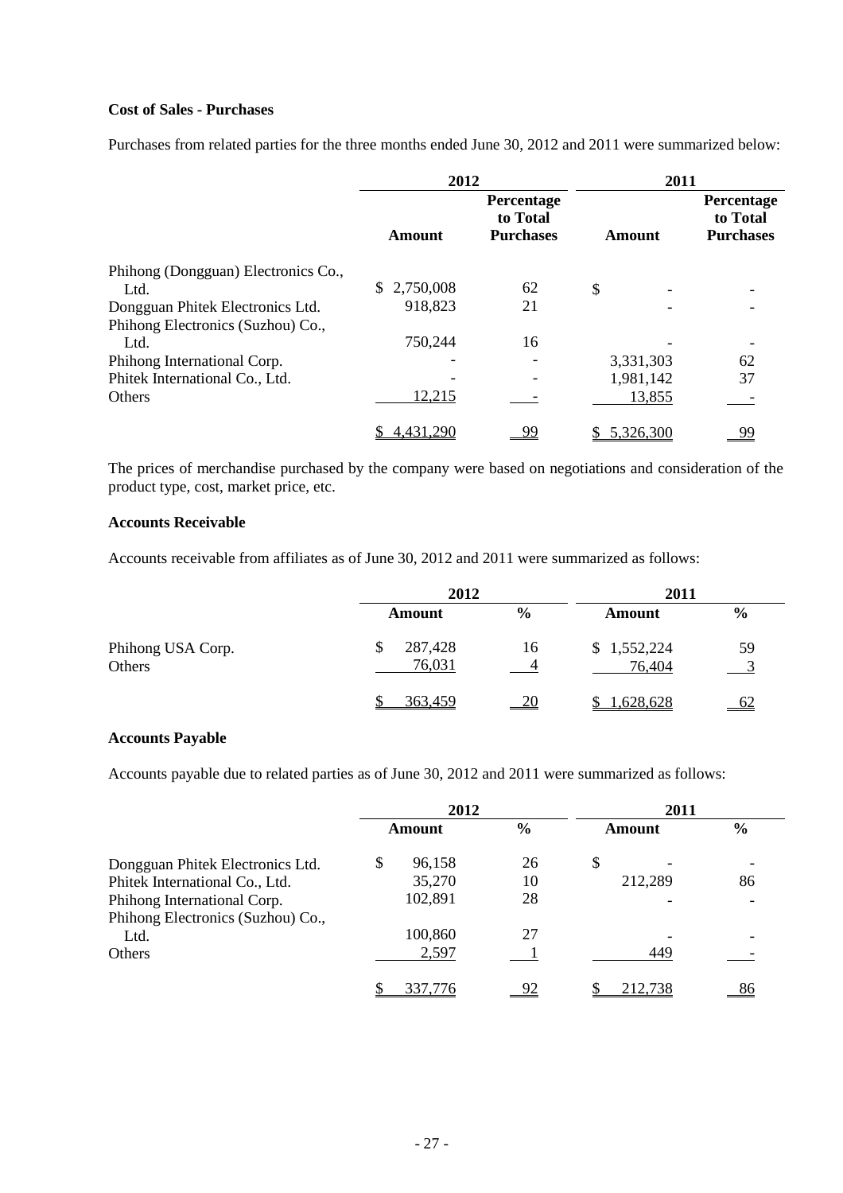**Cost of Sales - Purchases**

Purchases from related parties for the three months ended June 30, 2012 and 2011 were summarized below:

| | 2012 | | 2011 | |
|---|---|---|---|---|
| | Amount | Percentage to Total Purchases | Amount | Percentage to Total Purchases |
| Phihong (Dongguan) Electronics Co., Ltd. | $ 2,750,008 | 62 | $ - | - |
| Dongguan Phitek Electronics Ltd. | 918,823 | 21 | - | - |
| Phihong Electronics (Suzhou) Co., Ltd. | 750,244 | 16 | - | - |
| Phihong International Corp. | - | - | 3,331,303 | 62 |
| Phitek International Co., Ltd. | - | - | 1,981,142 | 37 |
| Others | 12,215 | - | 13,855 | - |
| | $ 4,431,290 | 99 | $ 5,326,300 | 99 |

The prices of merchandise purchased by the company were based on negotiations and consideration of the product type, cost, market price, etc.

**Accounts Receivable**

Accounts receivable from affiliates as of June 30, 2012 and 2011 were summarized as follows:

| | 2012 | | 2011 | |
|---|---|---|---|---|
| | Amount | % | Amount | % |
| Phihong USA Corp. | $ 287,428 | 16 | $ 1,552,224 | 59 |
| Others | 76,031 | 4 | 76,404 | 3 |
| | $ 363,459 | 20 | $ 1,628,628 | 62 |

**Accounts Payable**

Accounts payable due to related parties as of June 30, 2012 and 2011 were summarized as follows:

| | 2012 | | 2011 | |
|---|---|---|---|---|
| | Amount | % | Amount | % |
| Dongguan Phitek Electronics Ltd. | $ 96,158 | 26 | $ - | - |
| Phitek International Co., Ltd. | 35,270 | 10 | 212,289 | 86 |
| Phihong International Corp. | 102,891 | 28 | - | - |
| Phihong Electronics (Suzhou) Co., Ltd. | 100,860 | 27 | - | - |
| Others | 2,597 | 1 | 449 | - |
| | $ 337,776 | 92 | $ 212,738 | 86 |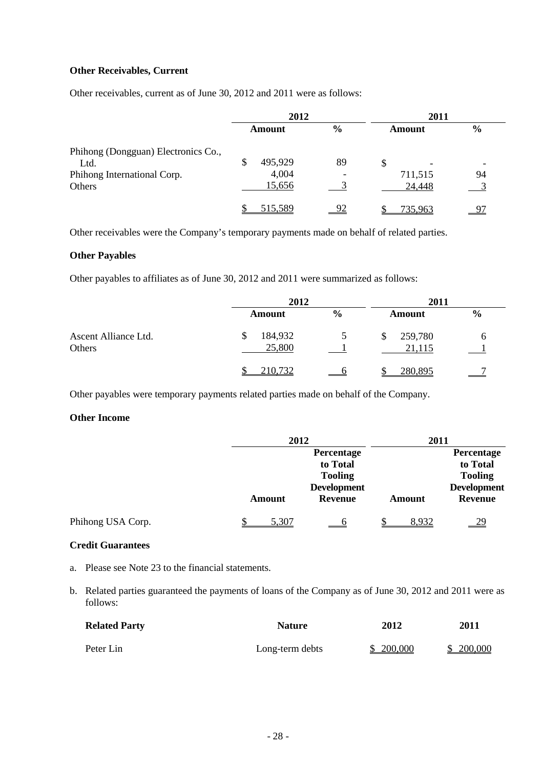**Other Receivables, Current**

Other receivables, current as of June 30, 2012 and 2011 were as follows:

| | 2012 | | 2011 | |
|---|---|---|---|---|
| | Amount | % | Amount | % |
| Phihong (Dongguan) Electronics Co., Ltd. | $ 495,929 | 89 | $ - | - |
| Phihong International Corp. | 4,004 | - | 711,515 | 94 |
| Others | 15,656 | 3 | 24,448 | 3 |
| | $ 515,589 | 92 | $ 735,963 | 97 |

Other receivables were the Company's temporary payments made on behalf of related parties.

**Other Payables**

Other payables to affiliates as of June 30, 2012 and 2011 were summarized as follows:

| | 2012 | | 2011 | |
|---|---|---|---|---|
| | Amount | % | Amount | % |
| Ascent Alliance Ltd. | $ 184,932 | 5 | $ 259,780 | 6 |
| Others | 25,800 | 1 | 21,115 | 1 |
| | $ 210,732 | 6 | $ 280,895 | 7 |

Other payables were temporary payments related parties made on behalf of the Company.

**Other Income**

| | 2012 | | 2011 | |
|---|---|---|---|---|
| | Amount | Percentage to Total Tooling Development Revenue | Amount | Percentage to Total Tooling Development Revenue |
| Phihong USA Corp. | $ 5,307 | 6 | $ 8,932 | 29 |

**Credit Guarantees**

a. Please see Note 23 to the financial statements.

b. Related parties guaranteed the payments of loans of the Company as of June 30, 2012 and 2011 were as follows:

| Related Party | Nature | 2012 | 2011 |
|---|---|---|---|
| Peter Lin | Long-term debts | $ 200,000 | $ 200,000 |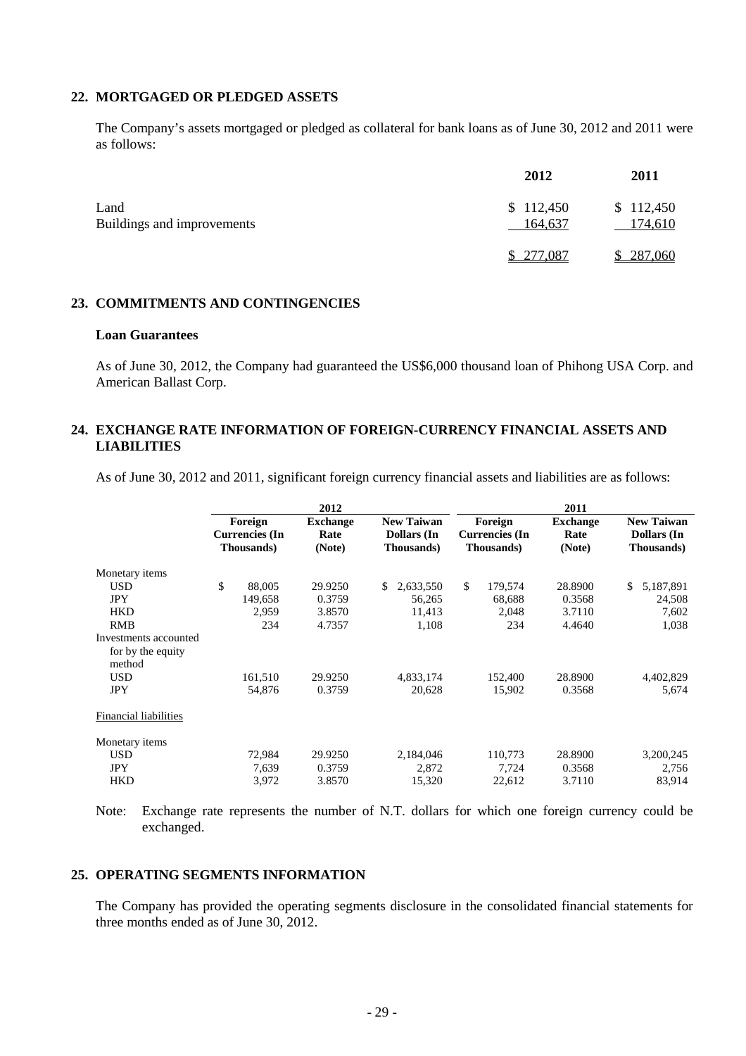## 22. MORTGAGED OR PLEDGED ASSETS

The Company's assets mortgaged or pledged as collateral for bank loans as of June 30, 2012 and 2011 were as follows:

| | 2012 | 2011 |
|---|---|---|
| Land | $ 112,450 | $ 112,450 |
| Buildings and improvements | 164,637 | 174,610 |
| | $ 277,087 | $ 287,060 |

## 23. COMMITMENTS AND CONTINGENCIES

### Loan Guarantees

As of June 30, 2012, the Company had guaranteed the US$6,000 thousand loan of Phihong USA Corp. and American Ballast Corp.

## 24. EXCHANGE RATE INFORMATION OF FOREIGN-CURRENCY FINANCIAL ASSETS AND LIABILITIES

As of June 30, 2012 and 2011, significant foreign currency financial assets and liabilities are as follows:

| | 2012 | | | 2011 | | |
|---|---|---|---|---|---|---|
| | Foreign Currencies (In Thousands) | Exchange Rate (Note) | New Taiwan Dollars (In Thousands) | Foreign Currencies (In Thousands) | Exchange Rate (Note) | New Taiwan Dollars (In Thousands) |
| Monetary items | | | | | | |
| USD | $ 88,005 | 29.9250 | $ 2,633,550 | $ 179,574 | 28.8900 | $ 5,187,891 |
| JPY | 149,658 | 0.3759 | 56,265 | 68,688 | 0.3568 | 24,508 |
| HKD | 2,959 | 3.8570 | 11,413 | 2,048 | 3.7110 | 7,602 |
| RMB | 234 | 4.7357 | 1,108 | 234 | 4.4640 | 1,038 |
| Investments accounted for by the equity method | | | | | | |
| USD | 161,510 | 29.9250 | 4,833,174 | 152,400 | 28.8900 | 4,402,829 |
| JPY | 54,876 | 0.3759 | 20,628 | 15,902 | 0.3568 | 5,674 |
| Financial liabilities | | | | | | |
| Monetary items | | | | | | |
| USD | 72,984 | 29.9250 | 2,184,046 | 110,773 | 28.8900 | 3,200,245 |
| JPY | 7,639 | 0.3759 | 2,872 | 7,724 | 0.3568 | 2,756 |
| HKD | 3,972 | 3.8570 | 15,320 | 22,612 | 3.7110 | 83,914 |

Note: Exchange rate represents the number of N.T. dollars for which one foreign currency could be exchanged.

## 25. OPERATING SEGMENTS INFORMATION

The Company has provided the operating segments disclosure in the consolidated financial statements for three months ended as of June 30, 2012.